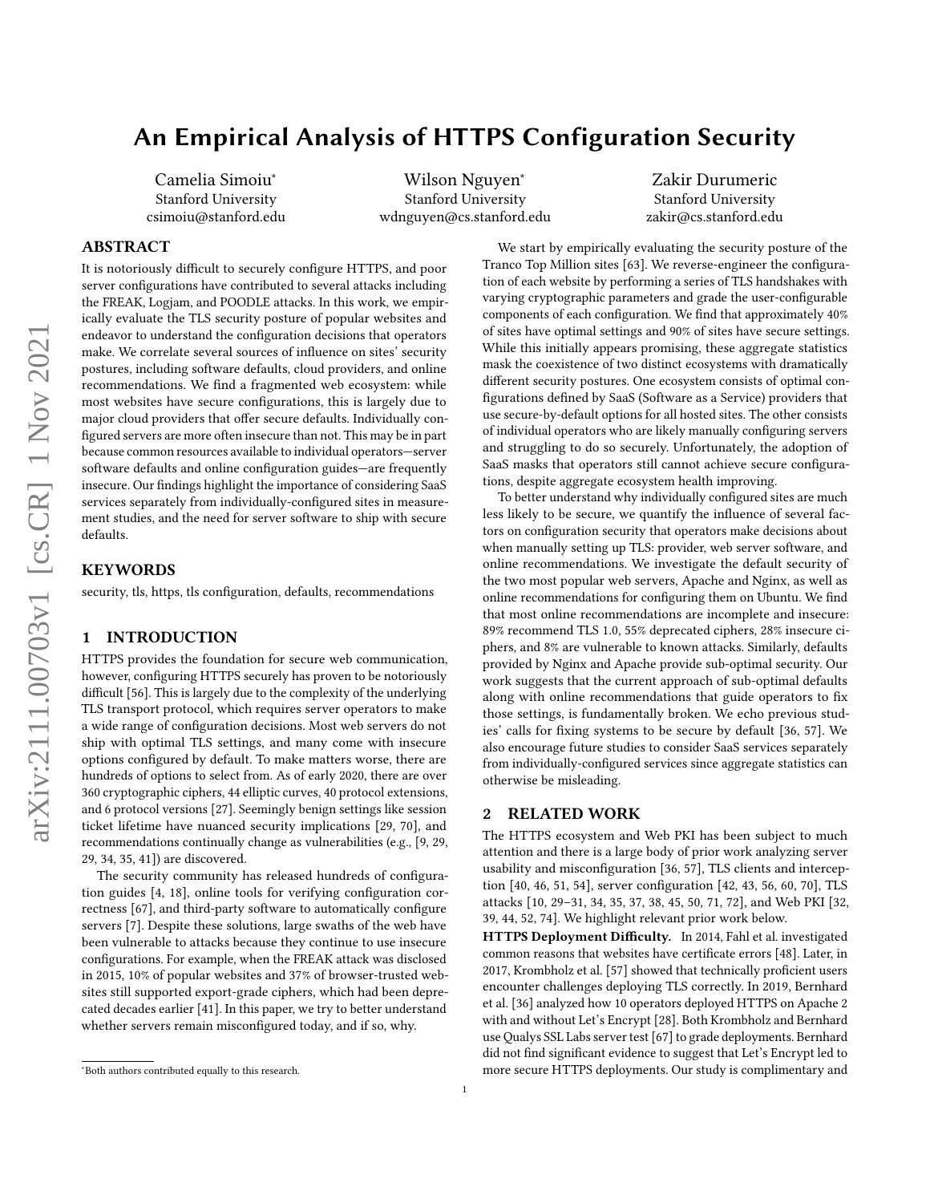# An Empirical Analysis of HTTPS Configuration Security

Camelia Simoiu*
Stanford University
csimoiu@stanford.edu

Wilson Nguyen*
Stanford University
wdnguyen@cs.stanford.edu

Zakir Durumeric
Stanford University
zakir@cs.stanford.edu

## ABSTRACT

It is notoriously difficult to securely configure HTTPS, and poor server configurations have contributed to several attacks including the FREAK, Logjam, and POODLE attacks. In this work, we empirically evaluate the TLS security posture of popular websites and endeavor to understand the configuration decisions that operators make. We correlate several sources of influence on sites' security postures, including software defaults, cloud providers, and online recommendations. We find a fragmented web ecosystem: while most websites have secure configurations, this is largely due to major cloud providers that offer secure defaults. Individually configured servers are more often insecure than not. This may be in part because common resources available to individual operators—server software defaults and online configuration guides—are frequently insecure. Our findings highlight the importance of considering SaaS services separately from individually-configured sites in measurement studies, and the need for server software to ship with secure defaults.

## KEYWORDS

security, tls, https, tls configuration, defaults, recommendations

## 1 INTRODUCTION

HTTPS provides the foundation for secure web communication, however, configuring HTTPS securely has proven to be notoriously difficult [56]. This is largely due to the complexity of the underlying TLS transport protocol, which requires server operators to make a wide range of configuration decisions. Most web servers do not ship with optimal TLS settings, and many come with insecure options configured by default. To make matters worse, there are hundreds of options to select from. As of early 2020, there are over 360 cryptographic ciphers, 44 elliptic curves, 40 protocol extensions, and 6 protocol versions [27]. Seemingly benign settings like session ticket lifetime have nuanced security implications [29, 70], and recommendations continually change as vulnerabilities (e.g., [9, 29, 29, 34, 35, 41]) are discovered.

The security community has released hundreds of configuration guides [4, 18], online tools for verifying configuration correctness [67], and third-party software to automatically configure servers [7]. Despite these solutions, large swaths of the web have been vulnerable to attacks because they continue to use insecure configurations. For example, when the FREAK attack was disclosed in 2015, 10% of popular websites and 37% of browser-trusted websites still supported export-grade ciphers, which had been deprecated decades earlier [41]. In this paper, we try to better understand whether servers remain misconfigured today, and if so, why.

We start by empirically evaluating the security posture of the Tranco Top Million sites [63]. We reverse-engineer the configuration of each website by performing a series of TLS handshakes with varying cryptographic parameters and grade the user-configurable components of each configuration. We find that approximately 40% of sites have optimal settings and 90% of sites have secure settings. While this initially appears promising, these aggregate statistics mask the coexistence of two distinct ecosystems with dramatically different security postures. One ecosystem consists of optimal configurations defined by SaaS (Software as a Service) providers that use secure-by-default options for all hosted sites. The other consists of individual operators who are likely manually configuring servers and struggling to do so securely. Unfortunately, the adoption of SaaS masks that operators still cannot achieve secure configurations, despite aggregate ecosystem health improving.

To better understand why individually configured sites are much less likely to be secure, we quantify the influence of several factors on configuration security that operators make decisions about when manually setting up TLS: provider, web server software, and online recommendations. We investigate the default security of the two most popular web servers, Apache and Nginx, as well as online recommendations for configuring them on Ubuntu. We find that most online recommendations are incomplete and insecure: 89% recommend TLS 1.0, 55% deprecated ciphers, 28% insecure ciphers, and 8% are vulnerable to known attacks. Similarly, defaults provided by Nginx and Apache provide sub-optimal security. Our work suggests that the current approach of sub-optimal defaults along with online recommendations that guide operators to fix those settings, is fundamentally broken. We echo previous studies' calls for fixing systems to be secure by default [36, 57]. We also encourage future studies to consider SaaS services separately from individually-configured services since aggregate statistics can otherwise be misleading.

## 2 RELATED WORK

The HTTPS ecosystem and Web PKI has been subject to much attention and there is a large body of prior work analyzing server usability and misconfiguration [36, 57], TLS clients and interception [40, 46, 51, 54], server configuration [42, 43, 56, 60, 70], TLS attacks [10, 29–31, 34, 35, 37, 38, 45, 50, 71, 72], and Web PKI [32, 39, 44, 52, 74]. We highlight relevant prior work below.

**HTTPS Deployment Difficulty.** In 2014, Fahl et al. investigated common reasons that websites have certificate errors [48]. Later, in 2017, Krombholz et al. [57] showed that technically proficient users encounter challenges deploying TLS correctly. In 2019, Bernhard et al. [36] analyzed how 10 operators deployed HTTPS on Apache 2 with and without Let's Encrypt [28]. Both Krombholz and Bernhard use Qualys SSL Labs server test [67] to grade deployments. Bernhard did not find significant evidence to suggest that Let's Encrypt led to more secure HTTPS deployments. Our study is complimentary and

*Both authors contributed equally to this research.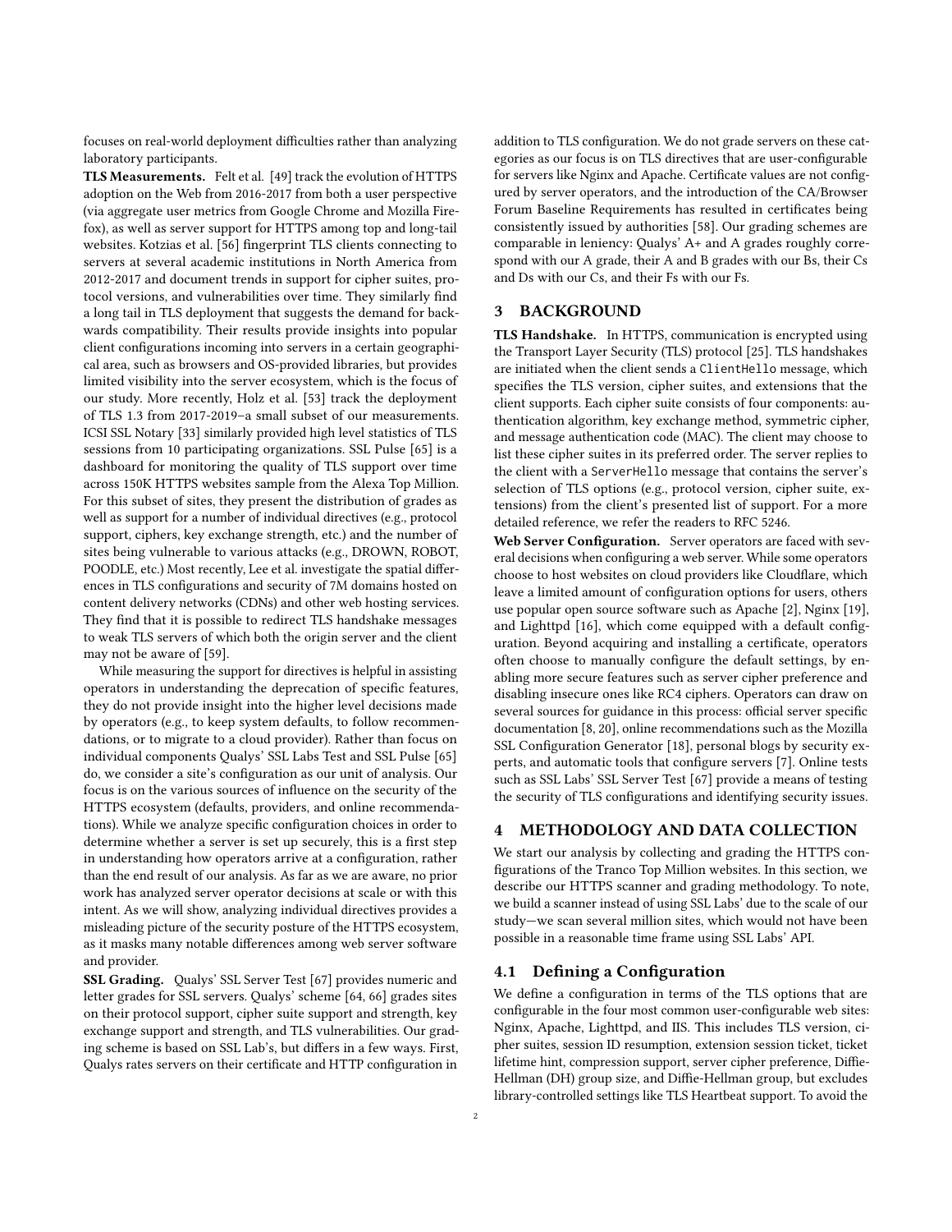focuses on real-world deployment difficulties rather than analyzing laboratory participants.

**TLS Measurements.** Felt et al. [49] track the evolution of HTTPS adoption on the Web from 2016-2017 from both a user perspective (via aggregate user metrics from Google Chrome and Mozilla Firefox), as well as server support for HTTPS among top and long-tail websites. Kotzias et al. [56] fingerprint TLS clients connecting to servers at several academic institutions in North America from 2012-2017 and document trends in support for cipher suites, protocol versions, and vulnerabilities over time. They similarly find a long tail in TLS deployment that suggests the demand for backwards compatibility. Their results provide insights into popular client configurations incoming into servers in a certain geographical area, such as browsers and OS-provided libraries, but provides limited visibility into the server ecosystem, which is the focus of our study. More recently, Holz et al. [53] track the deployment of TLS 1.3 from 2017-2019–a small subset of our measurements. ICSI SSL Notary [33] similarly provided high level statistics of TLS sessions from 10 participating organizations. SSL Pulse [65] is a dashboard for monitoring the quality of TLS support over time across 150K HTTPS websites sample from the Alexa Top Million. For this subset of sites, they present the distribution of grades as well as support for a number of individual directives (e.g., protocol support, ciphers, key exchange strength, etc.) and the number of sites being vulnerable to various attacks (e.g., DROWN, ROBOT, POODLE, etc.) Most recently, Lee et al. investigate the spatial differences in TLS configurations and security of 7M domains hosted on content delivery networks (CDNs) and other web hosting services. They find that it is possible to redirect TLS handshake messages to weak TLS servers of which both the origin server and the client may not be aware of [59].

While measuring the support for directives is helpful in assisting operators in understanding the deprecation of specific features, they do not provide insight into the higher level decisions made by operators (e.g., to keep system defaults, to follow recommendations, or to migrate to a cloud provider). Rather than focus on individual components Qualys' SSL Labs Test and SSL Pulse [65] do, we consider a site's configuration as our unit of analysis. Our focus is on the various sources of influence on the security of the HTTPS ecosystem (defaults, providers, and online recommendations). While we analyze specific configuration choices in order to determine whether a server is set up securely, this is a first step in understanding how operators arrive at a configuration, rather than the end result of our analysis. As far as we are aware, no prior work has analyzed server operator decisions at scale or with this intent. As we will show, analyzing individual directives provides a misleading picture of the security posture of the HTTPS ecosystem, as it masks many notable differences among web server software and provider.

**SSL Grading.** Qualys' SSL Server Test [67] provides numeric and letter grades for SSL servers. Qualys' scheme [64, 66] grades sites on their protocol support, cipher suite support and strength, key exchange support and strength, and TLS vulnerabilities. Our grading scheme is based on SSL Lab's, but differs in a few ways. First, Qualys rates servers on their certificate and HTTP configuration in addition to TLS configuration. We do not grade servers on these categories as our focus is on TLS directives that are user-configurable for servers like Nginx and Apache. Certificate values are not configured by server operators, and the introduction of the CA/Browser Forum Baseline Requirements has resulted in certificates being consistently issued by authorities [58]. Our grading schemes are comparable in leniency: Qualys' A+ and A grades roughly correspond with our A grade, their A and B grades with our Bs, their Cs and Ds with our Cs, and their Fs with our Fs.

## 3 BACKGROUND

**TLS Handshake.** In HTTPS, communication is encrypted using the Transport Layer Security (TLS) protocol [25]. TLS handshakes are initiated when the client sends a `ClientHello` message, which specifies the TLS version, cipher suites, and extensions that the client supports. Each cipher suite consists of four components: authentication algorithm, key exchange method, symmetric cipher, and message authentication code (MAC). The client may choose to list these cipher suites in its preferred order. The server replies to the client with a `ServerHello` message that contains the server's selection of TLS options (e.g., protocol version, cipher suite, extensions) from the client's presented list of support. For a more detailed reference, we refer the readers to RFC 5246.

**Web Server Configuration.** Server operators are faced with several decisions when configuring a web server. While some operators choose to host websites on cloud providers like Cloudflare, which leave a limited amount of configuration options for users, others use popular open source software such as Apache [2], Nginx [19], and Lighttpd [16], which come equipped with a default configuration. Beyond acquiring and installing a certificate, operators often choose to manually configure the default settings, by enabling more secure features such as server cipher preference and disabling insecure ones like RC4 ciphers. Operators can draw on several sources for guidance in this process: official server specific documentation [8, 20], online recommendations such as the Mozilla SSL Configuration Generator [18], personal blogs by security experts, and automatic tools that configure servers [7]. Online tests such as SSL Labs' SSL Server Test [67] provide a means of testing the security of TLS configurations and identifying security issues.

## 4 METHODOLOGY AND DATA COLLECTION

We start our analysis by collecting and grading the HTTPS configurations of the Tranco Top Million websites. In this section, we describe our HTTPS scanner and grading methodology. To note, we build a scanner instead of using SSL Labs' due to the scale of our study—we scan several million sites, which would not have been possible in a reasonable time frame using SSL Labs' API.

### 4.1 Defining a Configuration

We define a configuration in terms of the TLS options that are configurable in the four most common user-configurable web sites: Nginx, Apache, Lighttpd, and IIS. This includes TLS version, cipher suites, session ID resumption, extension session ticket, ticket lifetime hint, compression support, server cipher preference, Diffie-Hellman (DH) group size, and Diffie-Hellman group, but excludes library-controlled settings like TLS Heartbeat support. To avoid the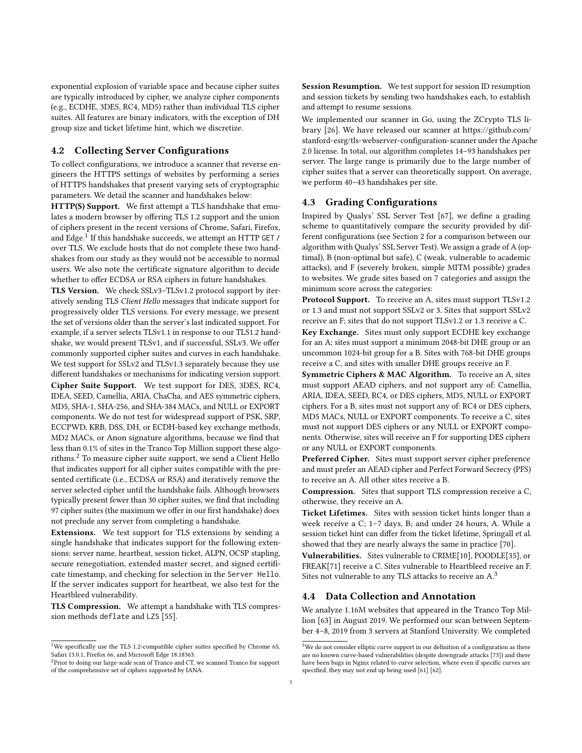exponential explosion of variable space and because cipher suites are typically introduced by cipher, we analyze cipher components (e.g., ECDHE, 3DES, RC4, MD5) rather than individual TLS cipher suites. All features are binary indicators, with the exception of DH group size and ticket lifetime hint, which we discretize.

## 4.2 Collecting Server Configurations

To collect configurations, we introduce a scanner that reverse engineers the HTTPS settings of websites by performing a series of HTTPS handshakes that present varying sets of cryptographic parameters. We detail the scanner and handshakes below:

**HTTP(S) Support.** We first attempt a TLS handshake that emulates a modern browser by offering TLS 1.2 support and the union of ciphers present in the recent versions of Chrome, Safari, Firefox, and Edge.[1] If this handshake succeeds, we attempt an HTTP `GET /` over TLS. We exclude hosts that do not complete these two handshakes from our study as they would not be accessible to normal users. We also note the certificate signature algorithm to decide whether to offer ECDSA or RSA ciphers in future handshakes.

**TLS Version.** We check SSLv3–TLSv1.2 protocol support by iteratively sending TLS *Client Hello* messages that indicate support for progressively older TLS versions. For every message, we present the set of versions older than the server's last indicated support. For example, if a server selects TLSv1.1 in response to our TLS1.2 handshake, we would present TLSv1, and if successful, SSLv3. We offer commonly supported cipher suites and curves in each handshake. We test support for SSLv2 and TLSv1.3 separately because they use different handshakes or mechanisms for indicating version support.

**Cipher Suite Support.** We test support for DES, 3DES, RC4, IDEA, SEED, Camellia, ARIA, ChaCha, and AES symmetric ciphers, MD5, SHA-1, SHA-256, and SHA-384 MACs, and NULL or EXPORT components. We do not test for widespread support of PSK, SRP, ECCPWD, KRB, DSS, DH, or ECDH-based key exchange methods, MD2 MACs, or Anon signature algorithms, because we find that less than 0.1% of sites in the Tranco Top Million support these algorithms.[2] To measure cipher suite support, we send a Client Hello that indicates support for all cipher suites compatible with the presented certificate (i.e., ECDSA or RSA) and iteratively remove the server selected cipher until the handshake fails. Although browsers typically present fewer than 30 cipher suites, we find that including 97 cipher suites (the maximum we offer in our first handshake) does not preclude any server from completing a handshake.

**Extensions.** We test support for TLS extensions by sending a single handshake that indicates support for the following extensions: server name, heartbeat, session ticket, ALPN, OCSP stapling, secure renegotiation, extended master secret, and signed certificate timestamp, and checking for selection in the `Server Hello`. If the server indicates support for heartbeat, we also test for the Heartbleed vulnerability.

**TLS Compression.** We attempt a handshake with TLS compression methods `deflate` and `LZS` [55].

**Session Resumption.** We test support for session ID resumption and session tickets by sending two handshakes each, to establish and attempt to resume sessions.

We implemented our scanner in Go, using the ZCrypto TLS library [26]. We have released our scanner at https://github.com/stanford-esrg/tls-webserver-configuration-scanner under the Apache 2.0 license. In total, our algorithm completes 14–93 handshakes per server. The large range is primarily due to the large number of cipher suites that a server can theoretically support. On average, we perform 40–43 handshakes per site.

## 4.3 Grading Configurations

Inspired by Qualys' SSL Server Test [67], we define a grading scheme to quantitatively compare the security provided by different configurations (see Section 2 for a comparison between our algorithm with Qualys' SSL Server Test). We assign a grade of A (optimal), B (non-optimal but safe), C (weak, vulnerable to academic attacks), and F (severely broken, simple MITM possible) grades to websites. We grade sites based on 7 categories and assign the minimum score across the categories:

**Protocol Support.** To receive an A, sites must support TLSv1.2 or 1.3 and must not support SSLv2 or 3. Sites that support SSLv2 receive an F; sites that do not support TLSv1.2 or 1.3 receive a C.

**Key Exchange.** Sites must only support ECDHE key exchange for an A; sites must support a minimum 2048-bit DHE group or an uncommon 1024-bit group for a B. Sites with 768-bit DHE groups receive a C, and sites with smaller DHE groups receive an F.

**Symmetric Ciphers & MAC Algorithm.** To receive an A, sites must support AEAD ciphers, and not support any of: Camellia, ARIA, IDEA, SEED, RC4, or DES ciphers, MD5, NULL or EXPORT ciphers. For a B, sites must not support any of: RC4 or DES ciphers, MD5 MACs, NULL or EXPORT components. To receive a C, sites must not support DES ciphers or any NULL or EXPORT components. Otherwise, sites will receive an F for supporting DES ciphers or any NULL or EXPORT components.

**Preferred Cipher.** Sites must support server cipher preference and must prefer an AEAD cipher and Perfect Forward Secrecy (PFS) to receive an A. All other sites receive a B.

**Compression.** Sites that support TLS compression receive a C, otherwise, they receive an A.

**Ticket Lifetimes.** Sites with session ticket hints longer than a week receive a C; 1–7 days, B; and under 24 hours, A. While a session ticket hint can differ from the ticket lifetime, Springall et al. showed that they are nearly always the same in practice [70].

**Vulnerabilities.** Sites vulnerable to CRIME[10], POODLE[35], or FREAK[71] receive a C. Sites vulnerable to Heartbleed receive an F. Sites not vulnerable to any TLS attacks to receive an A.[3]

## 4.4 Data Collection and Annotation

We analyze 1.16M websites that appeared in the Tranco Top Million [63] in August 2019. We performed our scan between September 4–8, 2019 from 3 servers at Stanford University. We completed

---

[1] We specifically use the TLS 1.2-compatible cipher suites specified by Chrome 65, Safari 13.0.1, Firefox 66, and Microsoft Edge 18.18363.

[2] Prior to doing our large-scale scan of Tranco and CT, we scanned Tranco for support of the comprehensive set of ciphers supported by IANA.

[3] We do not consider elliptic curve support in our definition of a configuration as there are no known curve-based vulnerabilities (despite downgrade attacks [73]) and there have been bugs in Nginx related to curve selection, where even if specific curves are specified, they may not end up being used [61] [62].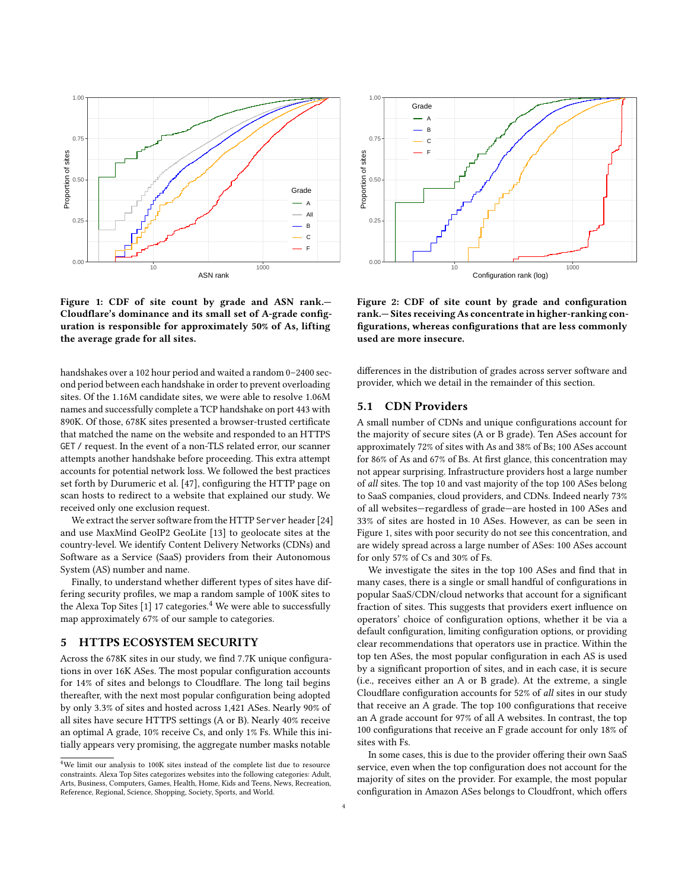**Figure 1: CDF of site count by grade and ASN rank.— Cloudflare's dominance and its small set of A-grade configuration is responsible for approximately 50% of As, lifting the average grade for all sites.**

**Figure 2: CDF of site count by grade and configuration rank.— Sites receiving As concentrate in higher-ranking configurations, whereas configurations that are less commonly used are more insecure.**

handshakes over a 102 hour period and waited a random 0–2400 second period between each handshake in order to prevent overloading sites. Of the 1.16M candidate sites, we were able to resolve 1.06M names and successfully complete a TCP handshake on port 443 with 890K. Of those, 678K sites presented a browser-trusted certificate that matched the name on the website and responded to an HTTPS `GET /` request. In the event of a non-TLS related error, our scanner attempts another handshake before proceeding. This extra attempt accounts for potential network loss. We followed the best practices set forth by Durumeric et al. [47], configuring the HTTP page on scan hosts to redirect to a website that explained our study. We received only one exclusion request.

We extract the server software from the HTTP `Server` header [24] and use MaxMind GeoIP2 GeoLite [13] to geolocate sites at the country-level. We identify Content Delivery Networks (CDNs) and Software as a Service (SaaS) providers from their Autonomous System (AS) number and name.

Finally, to understand whether different types of sites have differing security profiles, we map a random sample of 100K sites to the Alexa Top Sites [1] 17 categories.[4] We were able to successfully map approximately 67% of our sample to categories.

## 5 HTTPS ECOSYSTEM SECURITY

Across the 678K sites in our study, we find 7.7K unique configurations in over 16K ASes. The most popular configuration accounts for 14% of sites and belongs to Cloudflare. The long tail begins thereafter, with the next most popular configuration being adopted by only 3.3% of sites and hosted across 1,421 ASes. Nearly 90% of all sites have secure HTTPS settings (A or B). Nearly 40% receive an optimal A grade, 10% receive Cs, and only 1% Fs. While this initially appears very promising, the aggregate number masks notable differences in the distribution of grades across server software and provider, which we detail in the remainder of this section.

### 5.1 CDN Providers

A small number of CDNs and unique configurations account for the majority of secure sites (A or B grade). Ten ASes account for approximately 72% of sites with As and 38% of Bs; 100 ASes account for 86% of As and 67% of Bs. At first glance, this concentration may not appear surprising. Infrastructure providers host a large number of *all* sites. The top 10 and vast majority of the top 100 ASes belong to SaaS companies, cloud providers, and CDNs. Indeed nearly 73% of all websites—regardless of grade—are hosted in 100 ASes and 33% of sites are hosted in 10 ASes. However, as can be seen in Figure 1, sites with poor security do not see this concentration, and are widely spread across a large number of ASes: 100 ASes account for only 57% of Cs and 30% of Fs.

We investigate the sites in the top 100 ASes and find that in many cases, there is a single or small handful of configurations in popular SaaS/CDN/cloud networks that account for a significant fraction of sites. This suggests that providers exert influence on operators' choice of configuration options, whether it be via a default configuration, limiting configuration options, or providing clear recommendations that operators use in practice. Within the top ten ASes, the most popular configuration in each AS is used by a significant proportion of sites, and in each case, it is secure (i.e., receives either an A or B grade). At the extreme, a single Cloudflare configuration accounts for 52% of *all* sites in our study that receive an A grade. The top 100 configurations that receive an A grade account for 97% of all A websites. In contrast, the top 100 configurations that receive an F grade account for only 18% of sites with Fs.

In some cases, this is due to the provider offering their own SaaS service, even when the top configuration does not account for the majority of sites on the provider. For example, the most popular configuration in Amazon ASes belongs to Cloudfront, which offers

[4] We limit our analysis to 100K sites instead of the complete list due to resource constraints. Alexa Top Sites categorizes websites into the following categories: Adult, Arts, Business, Computers, Games, Health, Home, Kids and Teens, News, Recreation, Reference, Regional, Science, Shopping, Society, Sports, and World.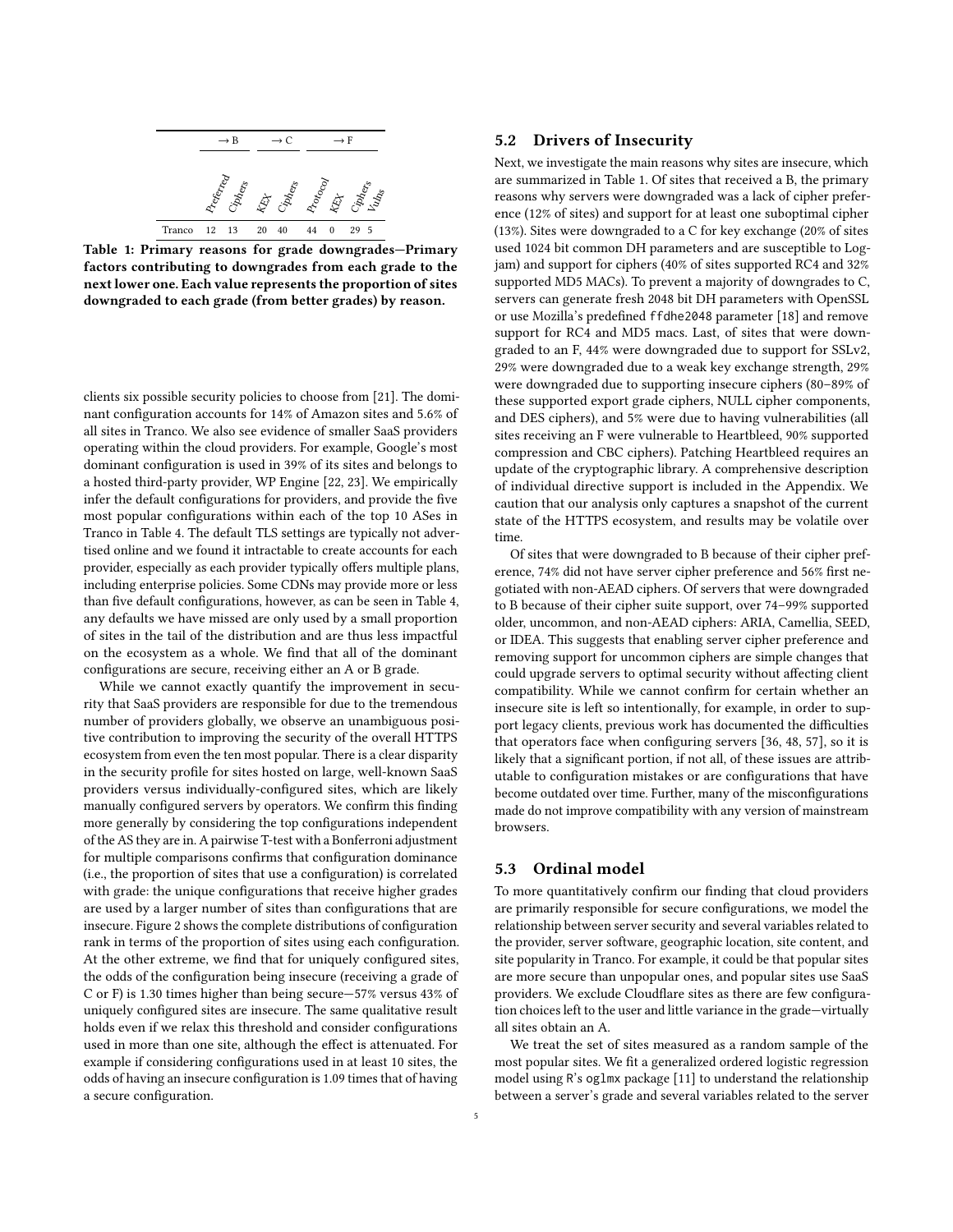|  | → B |  | → C |  | → F |  |  |  |
|---|---|---|---|---|---|---|---|---|
|  | Preferred | Ciphers | KEX | Ciphers | Protocol | KEX | Ciphers | Vulns |
| Tranco | 12 | 13 | 20 | 40 | 44 | 0 | 29 | 5 |

**Table 1: Primary reasons for grade downgrades—Primary factors contributing to downgrades from each grade to the next lower one. Each value represents the proportion of sites downgraded to each grade (from better grades) by reason.**

clients six possible security policies to choose from [21]. The dominant configuration accounts for 14% of Amazon sites and 5.6% of all sites in Tranco. We also see evidence of smaller SaaS providers operating within the cloud providers. For example, Google's most dominant configuration is used in 39% of its sites and belongs to a hosted third-party provider, WP Engine [22, 23]. We empirically infer the default configurations for providers, and provide the five most popular configurations within each of the top 10 ASes in Tranco in Table 4. The default TLS settings are typically not advertised online and we found it intractable to create accounts for each provider, especially as each provider typically offers multiple plans, including enterprise policies. Some CDNs may provide more or less than five default configurations, however, as can be seen in Table 4, any defaults we have missed are only used by a small proportion of sites in the tail of the distribution and are thus less impactful on the ecosystem as a whole. We find that all of the dominant configurations are secure, receiving either an A or B grade.

While we cannot exactly quantify the improvement in security that SaaS providers are responsible for due to the tremendous number of providers globally, we observe an unambiguous positive contribution to improving the security of the overall HTTPS ecosystem from even the ten most popular. There is a clear disparity in the security profile for sites hosted on large, well-known SaaS providers versus individually-configured sites, which are likely manually configured servers by operators. We confirm this finding more generally by considering the top configurations independent of the AS they are in. A pairwise T-test with a Bonferroni adjustment for multiple comparisons confirms that configuration dominance (i.e., the proportion of sites that use a configuration) is correlated with grade: the unique configurations that receive higher grades are used by a larger number of sites than configurations that are insecure. Figure 2 shows the complete distributions of configuration rank in terms of the proportion of sites using each configuration. At the other extreme, we find that for uniquely configured sites, the odds of the configuration being insecure (receiving a grade of C or F) is 1.30 times higher than being secure—57% versus 43% of uniquely configured sites are insecure. The same qualitative result holds even if we relax this threshold and consider configurations used in more than one site, although the effect is attenuated. For example if considering configurations used in at least 10 sites, the odds of having an insecure configuration is 1.09 times that of having a secure configuration.

## 5.2 Drivers of Insecurity

Next, we investigate the main reasons why sites are insecure, which are summarized in Table 1. Of sites that received a B, the primary reasons why servers were downgraded was a lack of cipher preference (12% of sites) and support for at least one suboptimal cipher (13%). Sites were downgraded to a C for key exchange (20% of sites used 1024 bit common DH parameters and are susceptible to Logjam) and support for ciphers (40% of sites supported RC4 and 32% supported MD5 MACs). To prevent a majority of downgrades to C, servers can generate fresh 2048 bit DH parameters with OpenSSL or use Mozilla's predefined `ffdhe2048` parameter [18] and remove support for RC4 and MD5 macs. Last, of sites that were downgraded to an F, 44% were downgraded due to support for SSLv2, 29% were downgraded due to a weak key exchange strength, 29% were downgraded due to supporting insecure ciphers (80–89% of these supported export grade ciphers, NULL cipher components, and DES ciphers), and 5% were due to having vulnerabilities (all sites receiving an F were vulnerable to Heartbleed, 90% supported compression and CBC ciphers). Patching Heartbleed requires an update of the cryptographic library. A comprehensive description of individual directive support is included in the Appendix. We caution that our analysis only captures a snapshot of the current state of the HTTPS ecosystem, and results may be volatile over time.

Of sites that were downgraded to B because of their cipher preference, 74% did not have server cipher preference and 56% first negotiated with non-AEAD ciphers. Of servers that were downgraded to B because of their cipher suite support, over 74–99% supported older, uncommon, and non-AEAD ciphers: ARIA, Camellia, SEED, or IDEA. This suggests that enabling server cipher preference and removing support for uncommon ciphers are simple changes that could upgrade servers to optimal security without affecting client compatibility. While we cannot confirm for certain whether an insecure site is left so intentionally, for example, in order to support legacy clients, previous work has documented the difficulties that operators face when configuring servers [36, 48, 57], so it is likely that a significant portion, if not all, of these issues are attributable to configuration mistakes or are configurations that have become outdated over time. Further, many of the misconfigurations made do not improve compatibility with any version of mainstream browsers.

## 5.3 Ordinal model

To more quantitatively confirm our finding that cloud providers are primarily responsible for secure configurations, we model the relationship between server security and several variables related to the provider, server software, geographic location, site content, and site popularity in Tranco. For example, it could be that popular sites are more secure than unpopular ones, and popular sites use SaaS providers. We exclude Cloudflare sites as there are few configuration choices left to the user and little variance in the grade—virtually all sites obtain an A.

We treat the set of sites measured as a random sample of the most popular sites. We fit a generalized ordered logistic regression model using R's `oglmx` package [11] to understand the relationship between a server's grade and several variables related to the server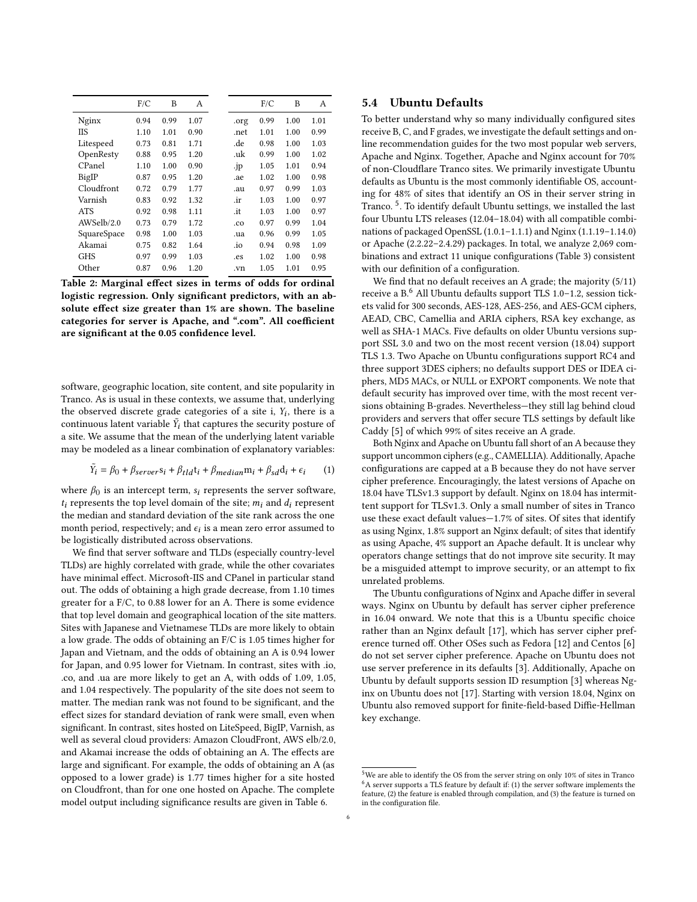|  | F/C | B | A |  | F/C | B | A |
|---|---|---|---|---|---|---|---|
| Nginx | 0.94 | 0.99 | 1.07 | .org | 0.99 | 1.00 | 1.01 |
| IIS | 1.10 | 1.01 | 0.90 | .net | 1.01 | 1.00 | 0.99 |
| Litespeed | 0.73 | 0.81 | 1.71 | .de | 0.98 | 1.00 | 1.03 |
| OpenResty | 0.88 | 0.95 | 1.20 | .uk | 0.99 | 1.00 | 1.02 |
| CPanel | 1.10 | 1.00 | 0.90 | .jp | 1.05 | 1.01 | 0.94 |
| BigIP | 0.87 | 0.95 | 1.20 | .ae | 1.02 | 1.00 | 0.98 |
| Cloudfront | 0.72 | 0.79 | 1.77 | .au | 0.97 | 0.99 | 1.03 |
| Varnish | 0.83 | 0.92 | 1.32 | .ir | 1.03 | 1.00 | 0.97 |
| ATS | 0.92 | 0.98 | 1.11 | .it | 1.03 | 1.00 | 0.97 |
| AWSelb/2.0 | 0.73 | 0.79 | 1.72 | .co | 0.97 | 0.99 | 1.04 |
| SquareSpace | 0.98 | 1.00 | 1.03 | .ua | 0.96 | 0.99 | 1.05 |
| Akamai | 0.75 | 0.82 | 1.64 | .io | 0.94 | 0.98 | 1.09 |
| GHS | 0.97 | 0.99 | 1.03 | .es | 1.02 | 1.00 | 0.98 |
| Other | 0.87 | 0.96 | 1.20 | .vn | 1.05 | 1.01 | 0.95 |

**Table 2: Marginal effect sizes in terms of odds for ordinal logistic regression. Only significant predictors, with an absolute effect size greater than 1% are shown. The baseline categories for server is Apache, and ".com". All coefficient are significant at the 0.05 confidence level.**

software, geographic location, site content, and site popularity in Tranco. As is usual in these contexts, we assume that, underlying the observed discrete grade categories of a site i, $Y_i$, there is a continuous latent variable $\tilde{Y}_i$ that captures the security posture of a site. We assume that the mean of the underlying latent variable may be modeled as a linear combination of explanatory variables:

$$\tilde{Y}_i = \beta_0 + \beta_{server}s_i + \beta_{tld}t_i + \beta_{median}m_i + \beta_{sd}d_i + \epsilon_i \qquad (1)$$

where $\beta_0$ is an intercept term, $s_i$ represents the server software, $t_i$ represents the top level domain of the site; $m_i$ and $d_i$ represent the median and standard deviation of the site rank across the one month period, respectively; and $\epsilon_i$ is a mean zero error assumed to be logistically distributed across observations.

We find that server software and TLDs (especially country-level TLDs) are highly correlated with grade, while the other covariates have minimal effect. Microsoft-IIS and CPanel in particular stand out. The odds of obtaining a high grade decrease, from 1.10 times greater for a F/C, to 0.88 lower for an A. There is some evidence that top level domain and geographical location of the site matters. Sites with Japanese and Vietnamese TLDs are more likely to obtain a low grade. The odds of obtaining an F/C is 1.05 times higher for Japan and Vietnam, and the odds of obtaining an A is 0.94 lower for Japan, and 0.95 lower for Vietnam. In contrast, sites with .io, .co, and .ua are more likely to get an A, with odds of 1.09, 1.05, and 1.04 respectively. The popularity of the site does not seem to matter. The median rank was not found to be significant, and the effect sizes for standard deviation of rank were small, even when significant. In contrast, sites hosted on LiteSpeed, BigIP, Varnish, as well as several cloud providers: Amazon CloudFront, AWS elb/2.0, and Akamai increase the odds of obtaining an A. The effects are large and significant. For example, the odds of obtaining an A (as opposed to a lower grade) is 1.77 times higher for a site hosted on Cloudfront, than for one one hosted on Apache. The complete model output including significance results are given in Table 6.

## 5.4 Ubuntu Defaults

To better understand why so many individually configured sites receive B, C, and F grades, we investigate the default settings and online recommendation guides for the two most popular web servers, Apache and Nginx. Together, Apache and Nginx account for 70% of non-Cloudflare Tranco sites. We primarily investigate Ubuntu defaults as Ubuntu is the most commonly identifiable OS, accounting for 48% of sites that identify an OS in their server string in Tranco. [5]. To identify default Ubuntu settings, we installed the last four Ubuntu LTS releases (12.04–18.04) with all compatible combinations of packaged OpenSSL (1.0.1–1.1.1) and Nginx (1.1.19–1.14.0) or Apache (2.2.22–2.4.29) packages. In total, we analyze 2,069 combinations and extract 11 unique configurations (Table 3) consistent with our definition of a configuration.

We find that no default receives an A grade; the majority (5/11) receive a B.[6] All Ubuntu defaults support TLS 1.0–1.2, session tickets valid for 300 seconds, AES-128, AES-256, and AES-GCM ciphers, AEAD, CBC, Camellia and ARIA ciphers, RSA key exchange, as well as SHA-1 MACs. Five defaults on older Ubuntu versions support SSL 3.0 and two on the most recent version (18.04) support TLS 1.3. Two Apache on Ubuntu configurations support RC4 and three support 3DES ciphers; no defaults support DES or IDEA ciphers, MD5 MACs, or NULL or EXPORT components. We note that default security has improved over time, with the most recent versions obtaining B-grades. Nevertheless—they still lag behind cloud providers and servers that offer secure TLS settings by default like Caddy [5] of which 99% of sites receive an A grade.

Both Nginx and Apache on Ubuntu fall short of an A because they support uncommon ciphers (e.g., CAMELLIA). Additionally, Apache configurations are capped at a B because they do not have server cipher preference. Encouragingly, the latest versions of Apache on 18.04 have TLSv1.3 support by default. Nginx on 18.04 has intermittent support for TLSv1.3. Only a small number of sites in Tranco use these exact default values—1.7% of sites. Of sites that identify as using Nginx, 1.8% support an Nginx default; of sites that identify as using Apache, 4% support an Apache default. It is unclear why operators change settings that do not improve site security. It may be a misguided attempt to improve security, or an attempt to fix unrelated problems.

The Ubuntu configurations of Nginx and Apache differ in several ways. Nginx on Ubuntu by default has server cipher preference in 16.04 onward. We note that this is a Ubuntu specific choice rather than an Nginx default [17], which has server cipher preference turned off. Other OSes such as Fedora [12] and Centos [6] do not set server cipher preference. Apache on Ubuntu does not use server preference in its defaults [3]. Additionally, Apache on Ubuntu by default supports session ID resumption [3] whereas Nginx on Ubuntu does not [17]. Starting with version 18.04, Nginx on Ubuntu also removed support for finite-field-based Diffie-Hellman key exchange.

[5] We are able to identify the OS from the server string on only 10% of sites in Tranco

[6] A server supports a TLS feature by default if: (1) the server software implements the feature, (2) the feature is enabled through compilation, and (3) the feature is turned on in the configuration file.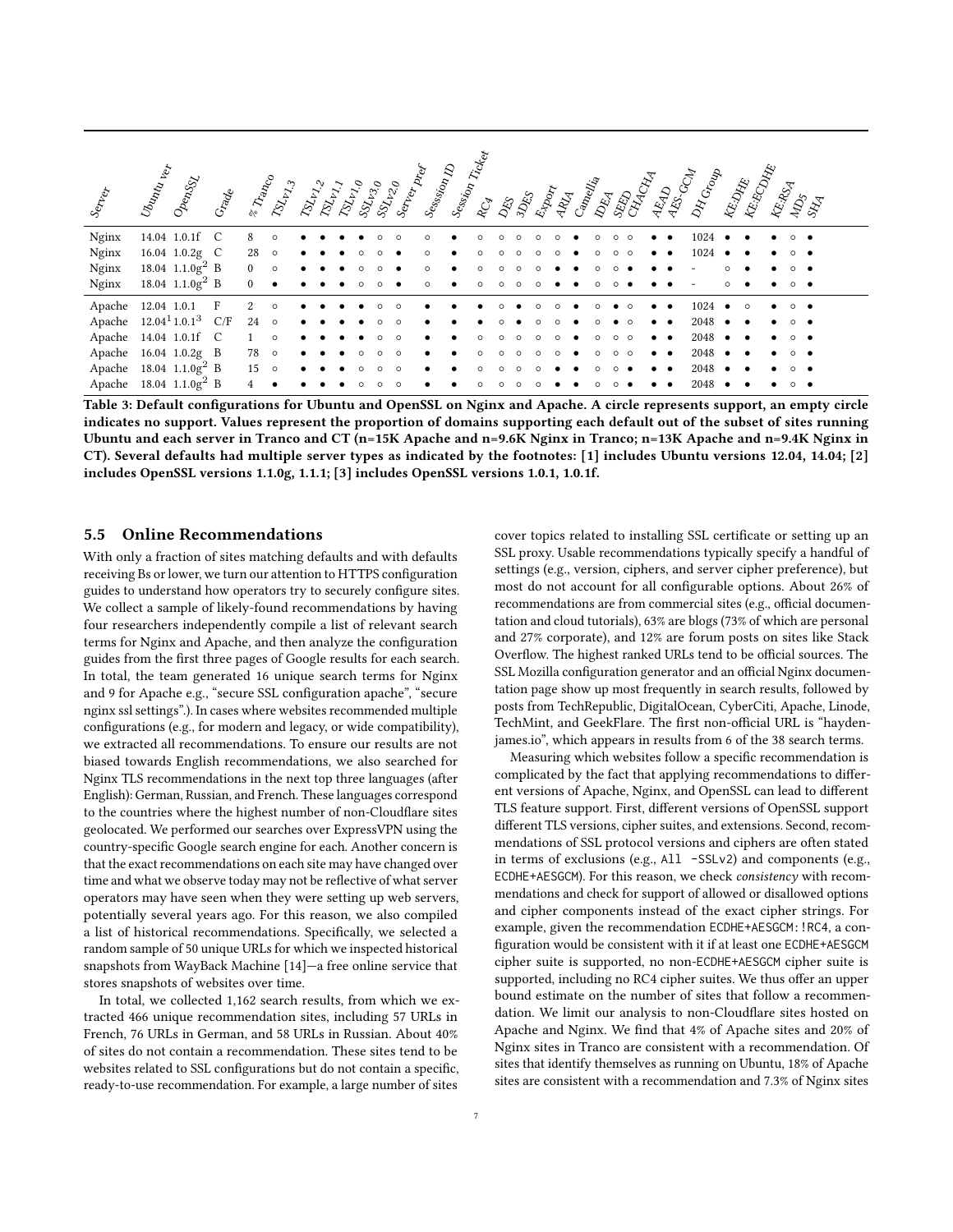| Server | Ubuntu ver | OpenSSL | Grade | % Tranco | TSLv1.3 | TSLv1.2 | TSLv1.1 | TSLv1.0 | SSLv3.0 | SSLv2.0 | Server pref | Session ID | Session Ticket | RC4 | DES | 3DES | Export | ARIA | Camellia | IDEA | SEED | CHACHA | AEAD | AES-GCM | DH Group | KE:DHE | KE:ECDHE | KE:RSA | MD5 | SHA |
|---|---|---|---|---|---|---|---|---|---|---|---|---|---|---|---|---|---|---|---|---|---|---|---|---|---|---|---|---|---|---|
| Nginx | 14.04 | 1.0.1f | C | 8 | ○ | ● | ● | ● | ● | ○ | ○ | ○ | ● | ○ | ○ | ○ | ○ | ○ | ● | ○ | ○ | ○ | ● | ● | 1024 | ● | ● | ● | ○ | ● |
| Nginx | 16.04 | 1.0.2g | C | 28 | ○ | ● | ● | ● | ○ | ○ | ● | ○ | ● | ○ | ○ | ○ | ○ | ○ | ● | ○ | ○ | ○ | ● | ● | 1024 | ● | ● | ● | ○ | ● |
| Nginx | 18.04 | 1.1.0g[2] | B | 0 | ○ | ● | ● | ● | ○ | ○ | ● | ○ | ● | ○ | ○ | ○ | ○ | ● | ● | ○ | ○ | ● | ● | ● | - | ○ | ● | ● | ○ | ● |
| Nginx | 18.04 | 1.1.0g[2] | B | 0 | ● | ● | ● | ● | ○ | ○ | ● | ○ | ● | ○ | ○ | ○ | ○ | ● | ● | ○ | ○ | ● | ● | ● | - | ○ | ● | ● | ○ | ● |
| Apache | 12.04 | 1.0.1 | F | 2 | ○ | ● | ● | ● | ● | ○ | ○ | ● | ● | ● | ○ | ● | ○ | ○ | ● | ○ | ● | ○ | ● | ● | 1024 | ● | ○ | ● | ○ | ● |
| Apache | 12.04[1] | 1.0.1[3] | C/F | 24 | ○ | ● | ● | ● | ● | ○ | ○ | ● | ● | ● | ○ | ● | ○ | ○ | ● | ○ | ● | ○ | ● | ● | 2048 | ● | ● | ● | ○ | ● |
| Apache | 14.04 | 1.0.1f | C | 1 | ○ | ● | ● | ● | ● | ○ | ○ | ● | ● | ○ | ○ | ○ | ○ | ○ | ● | ○ | ○ | ○ | ● | ● | 2048 | ● | ● | ● | ○ | ● |
| Apache | 16.04 | 1.0.2g | B | 78 | ○ | ● | ● | ● | ○ | ○ | ○ | ● | ● | ○ | ○ | ○ | ○ | ○ | ● | ○ | ○ | ○ | ● | ● | 2048 | ● | ● | ● | ○ | ● |
| Apache | 18.04 | 1.1.0g[2] | B | 15 | ○ | ● | ● | ● | ○ | ○ | ○ | ● | ● | ○ | ○ | ○ | ○ | ● | ● | ○ | ○ | ● | ● | ● | 2048 | ● | ● | ● | ○ | ● |
| Apache | 18.04 | 1.1.0g[2] | B | 4 | ● | ● | ● | ● | ○ | ○ | ○ | ● | ● | ○ | ○ | ○ | ○ | ● | ● | ○ | ○ | ● | ● | ● | 2048 | ● | ● | ● | ○ | ● |

**Table 3: Default configurations for Ubuntu and OpenSSL on Nginx and Apache. A circle represents support, an empty circle indicates no support. Values represent the proportion of domains supporting each default out of the subset of sites running Ubuntu and each server in Tranco and CT (n=15K Apache and n=9.6K Nginx in Tranco; n=13K Apache and n=9.4K Nginx in CT). Several defaults had multiple server types as indicated by the footnotes: [1] includes Ubuntu versions 12.04, 14.04; [2] includes OpenSSL versions 1.1.0g, 1.1.1; [3] includes OpenSSL versions 1.0.1, 1.0.1f.**

### 5.5 Online Recommendations

With only a fraction of sites matching defaults and with defaults receiving Bs or lower, we turn our attention to HTTPS configuration guides to understand how operators try to securely configure sites. We collect a sample of likely-found recommendations by having four researchers independently compile a list of relevant search terms for Nginx and Apache, and then analyze the configuration guides from the first three pages of Google results for each search. In total, the team generated 16 unique search terms for Nginx and 9 for Apache e.g., "secure SSL configuration apache", "secure nginx ssl settings".). In cases where websites recommended multiple configurations (e.g., for modern and legacy, or wide compatibility), we extracted all recommendations. To ensure our results are not biased towards English recommendations, we also searched for Nginx TLS recommendations in the next top three languages (after English): German, Russian, and French. These languages correspond to the countries where the highest number of non-Cloudflare sites geolocated. We performed our searches over ExpressVPN using the country-specific Google search engine for each. Another concern is that the exact recommendations on each site may have changed over time and what we observe today may not be reflective of what server operators may have seen when they were setting up web servers, potentially several years ago. For this reason, we also compiled a list of historical recommendations. Specifically, we selected a random sample of 50 unique URLs for which we inspected historical snapshots from WayBack Machine [14]—a free online service that stores snapshots of websites over time.

In total, we collected 1,162 search results, from which we extracted 466 unique recommendation sites, including 57 URLs in French, 76 URLs in German, and 58 URLs in Russian. About 40% of sites do not contain a recommendation. These sites tend to be websites related to SSL configurations but do not contain a specific, ready-to-use recommendation. For example, a large number of sites cover topics related to installing SSL certificate or setting up an SSL proxy. Usable recommendations typically specify a handful of settings (e.g., version, ciphers, and server cipher preference), but most do not account for all configurable options. About 26% of recommendations are from commercial sites (e.g., official documentation and cloud tutorials), 63% are blogs (73% of which are personal and 27% corporate), and 12% are forum posts on sites like Stack Overflow. The highest ranked URLs tend to be official sources. The SSL Mozilla configuration generator and an official Nginx documentation page show up most frequently in search results, followed by posts from TechRepublic, DigitalOcean, CyberCiti, Apache, Linode, TechMint, and GeekFlare. The first non-official URL is "haydenjames.io", which appears in results from 6 of the 38 search terms.

Measuring which websites follow a specific recommendation is complicated by the fact that applying recommendations to different versions of Apache, Nginx, and OpenSSL can lead to different TLS feature support. First, different versions of OpenSSL support different TLS versions, cipher suites, and extensions. Second, recommendations of SSL protocol versions and ciphers are often stated in terms of exclusions (e.g., `All -SSLv2`) and components (e.g., `ECDHE+AESGCM`). For this reason, we check *consistency* with recommendations and check for support of allowed or disallowed options and cipher components instead of the exact cipher strings. For example, given the recommendation `ECDHE+AESGCM:!RC4`, a configuration would be consistent with it if at least one `ECDHE+AESGCM` cipher suite is supported, no non-`ECDHE+AESGCM` cipher suite is supported, including no RC4 cipher suites. We thus offer an upper bound estimate on the number of sites that follow a recommendation. We limit our analysis to non-Cloudflare sites hosted on Apache and Nginx. We find that 4% of Apache sites and 20% of Nginx sites in Tranco are consistent with a recommendation. Of sites that identify themselves as running on Ubuntu, 18% of Apache sites are consistent with a recommendation and 7.3% of Nginx sites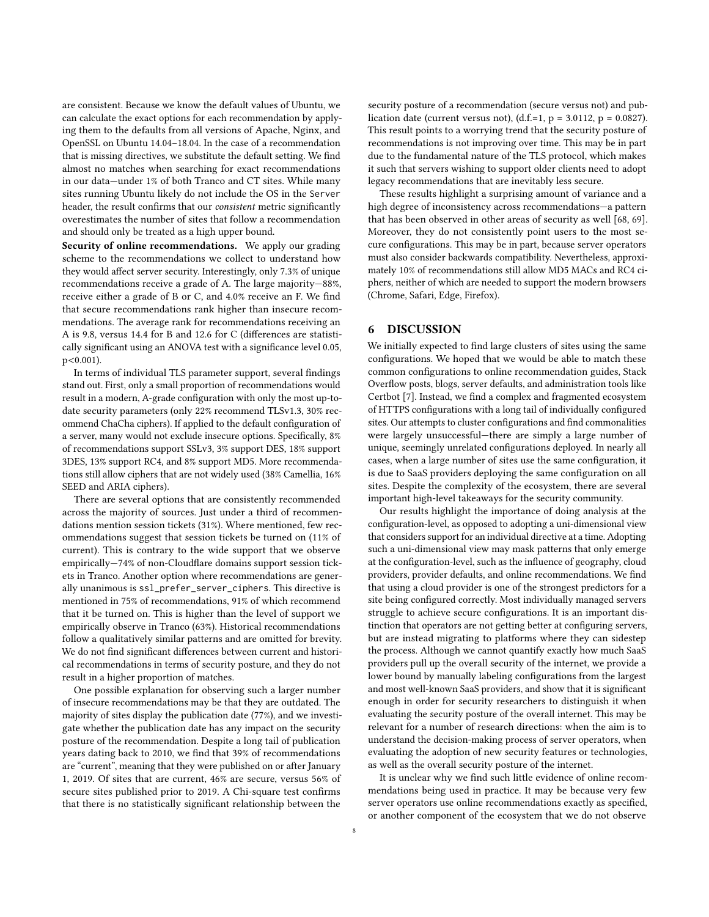are consistent. Because we know the default values of Ubuntu, we can calculate the exact options for each recommendation by applying them to the defaults from all versions of Apache, Nginx, and OpenSSL on Ubuntu 14.04–18.04. In the case of a recommendation that is missing directives, we substitute the default setting. We find almost no matches when searching for exact recommendations in our data—under 1% of both Tranco and CT sites. While many sites running Ubuntu likely do not include the OS in the `Server` header, the result confirms that our *consistent* metric significantly overestimates the number of sites that follow a recommendation and should only be treated as a high upper bound.

**Security of online recommendations.** We apply our grading scheme to the recommendations we collect to understand how they would affect server security. Interestingly, only 7.3% of unique recommendations receive a grade of A. The large majority—88%, receive either a grade of B or C, and 4.0% receive an F. We find that secure recommendations rank higher than insecure recommendations. The average rank for recommendations receiving an A is 9.8, versus 14.4 for B and 12.6 for C (differences are statistically significant using an ANOVA test with a significance level 0.05, $p<0.001$).

In terms of individual TLS parameter support, several findings stand out. First, only a small proportion of recommendations would result in a modern, A-grade configuration with only the most up-to-date security parameters (only 22% recommend TLSv1.3, 30% recommend ChaCha ciphers). If applied to the default configuration of a server, many would not exclude insecure options. Specifically, 8% of recommendations support SSLv3, 3% support DES, 18% support 3DES, 13% support RC4, and 8% support MD5. More recommendations still allow ciphers that are not widely used (38% Camellia, 16% SEED and ARIA ciphers).

There are several options that are consistently recommended across the majority of sources. Just under a third of recommendations mention session tickets (31%). Where mentioned, few recommendations suggest that session tickets be turned on (11% of current). This is contrary to the wide support that we observe empirically—74% of non-Cloudflare domains support session tickets in Tranco. Another option where recommendations are generally unanimous is `ssl_prefer_server_ciphers`. This directive is mentioned in 75% of recommendations, 91% of which recommend that it be turned on. This is higher than the level of support we empirically observe in Tranco (63%). Historical recommendations follow a qualitatively similar patterns and are omitted for brevity. We do not find significant differences between current and historical recommendations in terms of security posture, and they do not result in a higher proportion of matches.

One possible explanation for observing such a larger number of insecure recommendations may be that they are outdated. The majority of sites display the publication date (77%), and we investigate whether the publication date has any impact on the security posture of the recommendation. Despite a long tail of publication years dating back to 2010, we find that 39% of recommendations are "current", meaning that they were published on or after January 1, 2019. Of sites that are current, 46% are secure, versus 56% of secure sites published prior to 2019. A Chi-square test confirms that there is no statistically significant relationship between the security posture of a recommendation (secure versus not) and publication date (current versus not), (d.f.=1, $p = 3.0112$, $p = 0.0827$). This result points to a worrying trend that the security posture of recommendations is not improving over time. This may be in part due to the fundamental nature of the TLS protocol, which makes it such that servers wishing to support older clients need to adopt legacy recommendations that are inevitably less secure.

These results highlight a surprising amount of variance and a high degree of inconsistency across recommendations—a pattern that has been observed in other areas of security as well [68, 69]. Moreover, they do not consistently point users to the most secure configurations. This may be in part, because server operators must also consider backwards compatibility. Nevertheless, approximately 10% of recommendations still allow MD5 MACs and RC4 ciphers, neither of which are needed to support the modern browsers (Chrome, Safari, Edge, Firefox).

## 6 DISCUSSION

We initially expected to find large clusters of sites using the same configurations. We hoped that we would be able to match these common configurations to online recommendation guides, Stack Overflow posts, blogs, server defaults, and administration tools like Certbot [7]. Instead, we find a complex and fragmented ecosystem of HTTPS configurations with a long tail of individually configured sites. Our attempts to cluster configurations and find commonalities were largely unsuccessful—there are simply a large number of unique, seemingly unrelated configurations deployed. In nearly all cases, when a large number of sites use the same configuration, it is due to SaaS providers deploying the same configuration on all sites. Despite the complexity of the ecosystem, there are several important high-level takeaways for the security community.

Our results highlight the importance of doing analysis at the configuration-level, as opposed to adopting a uni-dimensional view that considers support for an individual directive at a time. Adopting such a uni-dimensional view may mask patterns that only emerge at the configuration-level, such as the influence of geography, cloud providers, provider defaults, and online recommendations. We find that using a cloud provider is one of the strongest predictors for a site being configured correctly. Most individually managed servers struggle to achieve secure configurations. It is an important distinction that operators are not getting better at configuring servers, but are instead migrating to platforms where they can sidestep the process. Although we cannot quantify exactly how much SaaS providers pull up the overall security of the internet, we provide a lower bound by manually labeling configurations from the largest and most well-known SaaS providers, and show that it is significant enough in order for security researchers to distinguish it when evaluating the security posture of the overall internet. This may be relevant for a number of research directions: when the aim is to understand the decision-making process of server operators, when evaluating the adoption of new security features or technologies, as well as the overall security posture of the internet.

It is unclear why we find such little evidence of online recommendations being used in practice. It may be because very few server operators use online recommendations exactly as specified, or another component of the ecosystem that we do not observe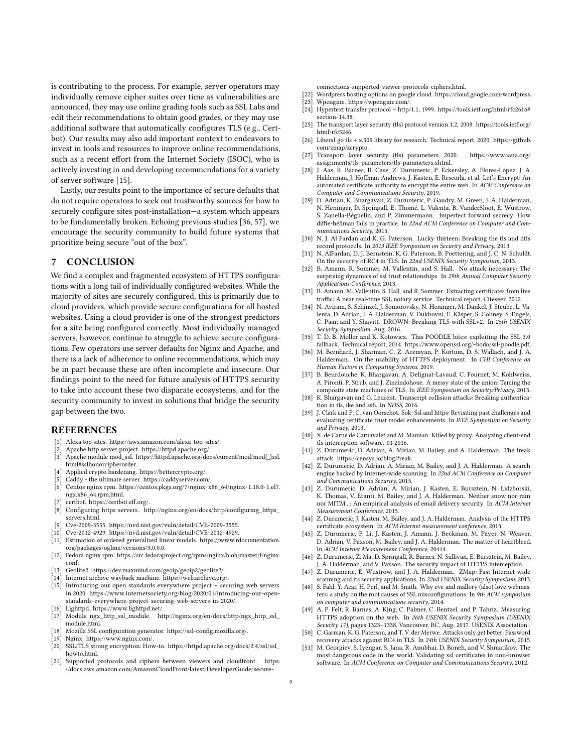is contributing to the process. For example, server operators may individually remove cipher suites over time as vulnerabilities are announced, they may use online grading tools such as SSL Labs and edit their recommendations to obtain good grades, or they may use additional software that automatically configures TLS (e.g., Certbot). Our results may also add important context to endeavors to invest in tools and resources to improve online recommendations, such as a recent effort from the Internet Society (ISOC), who is actively investing in and developing recommendations for a variety of server software [15].

Lastly, our results point to the importance of secure defaults that do not require operators to seek out trustworthy sources for how to securely configure sites post-installation—a system which appears to be fundamentally broken. Echoing previous studies [36, 57], we encourage the security community to build future systems that prioritize being secure "out of the box".

## 7 CONCLUSION

We find a complex and fragmented ecosystem of HTTPS configurations with a long tail of individually configured websites. While the majority of sites are securely configured, this is primarily due to cloud providers, which provide secure configurations for all hosted websites. Using a cloud provider is one of the strongest predictors for a site being configured correctly. Most individually managed servers, however, continue to struggle to achieve secure configurations. Few operators use server defaults for Nginx and Apache, and there is a lack of adherence to online recommendations, which may be in part because these are often incomplete and insecure. Our findings point to the need for future analysis of HTTPS security to take into account these two disparate ecosystems, and for the security community to invest in solutions that bridge the security gap between the two.

## REFERENCES

- [1] Alexa top sites. https://aws.amazon.com/alexa-top-sites/.
- [2] Apache http server project. https://httpd.apache.org/.
- [3] Apache module mod_ssl. https://httpd.apache.org/docs/current/mod/mod{_}ssl.html#sslhonorcipherorder.
- [4] Applied crypto hardening. https://bettercrypto.org/.
- [5] Caddy - the ultimate server. https://caddyserver.com/.
- [6] Centos nginx rpm. https://centos.pkgs.org/7/nginx-x86_64/nginx-1.18.0-1.el7.ngx.x86_64.rpm.html.
- [7] certbot. https://certbot.eff.org/.
- [8] Configuring https servers. http://nginx.org/en/docs/http/configuring_https_servers.html.
- [9] Cve-2009-3555. https://nvd.nist.gov/vuln/detail/CVE-2009-3555.
- [10] Cve-2012-4929. https://nvd.nist.gov/vuln/detail/CVE-2012-4929.
- [11] Estimation of ordered generalized linear models. https://www.rdocumentation.org/packages/oglmx/versions/3.0.0.0.
- [12] Fedora nginx rpm. https://src.fedoraproject.org/rpms/nginx/blob/master/f/nginx.conf.
- [13] Geolite2. https://dev.maxmind.com/geoip/geoip2/geolite2/.
- [14] Internet archive wayback machine. https://web.archive.org/.
- [15] Introducing our open standards everywhere project – securing web servers in 2020. https://www.internetsociety.org/blog/2020/01/introducing-our-open-standards-everywhere-project-securing-web-servers-in-2020/.
- [16] Lighttpd. https://www.lighttpd.net/.
- [17] Module ngx_http_ssl_module. http://nginx.org/en/docs/http/ngx_http_ssl_module.html.
- [18] Mozilla SSL configuration generator. https://ssl-config.mozilla.org/.
- [19] Nginx. https://www.nginx.com/.
- [20] SSL/TLS strong encryption: How-to. https://httpd.apache.org/docs/2.4/ssl/ssl_howto.html.
- [21] Supported protocols and ciphers between viewers and cloudfront. https://docs.aws.amazon.com/AmazonCloudFront/latest/DeveloperGuide/secure-connections-supported-viewer-protocols-ciphers.html.
- [22] Wordpress hosting options on google cloud. https://cloud.google.com/wordpress.
- [23] Wpengine. https://wpengine.com/.
- [24] Hypertext transfer protocol – http/1.1, 1999. https://tools.ietf.org/html/rfc2616#section-14.38.
- [25] The transport layer security (tls) protocol version 1.2, 2008. https://tools.ietf.org/html/rfc5246.
- [26] Liberal go tls + x.509 library for research. Technical report, 2020. https://github.com/zmap/zcrypto.
- [27] Transport layer security (tls) parameters, 2020. https://www.iana.org/assignments/tls-parameters/tls-parameters.xhtml.
- [28] J. Aas, R. Barnes, B. Case, Z. Durumeric, P. Eckersley, A. Flores-López, J. A. Halderman, J. Hoffman-Andrews, J. Kasten, E. Rescorla, et al. Let's Encrypt: An automated certificate authority to encrypt the entire web. In *ACM Conference on Computer and Communications Security*, 2019.
- [29] D. Adrian, K. Bhargavan, Z. Durumeric, P. Gaudry, M. Green, J. A. Halderman, N. Heninger, D. Springall, E. Thomé, L. Valenta, B. VanderSloot, E. Wustrow, S. Zanella-Béguelin, and P. Zimmermann. Imperfect forward secrecy: How diffie-hellman fails in practice. In *22nd ACM Conference on Computer and Communications Security*, 2015.
- [30] N. J. Al Fardan and K. G. Paterson. Lucky thirteen: Breaking the tls and dtls record protocols. In *2013 IEEE Symposium on Security and Privacy*, 2013.
- [31] N. J. AlFardan, D. J. Bernstein, K. G. Paterson, B. Poettering, and J. C. N. Schuldt. On the security of RC4 in TLS. In *22nd USENIX Security Symposium*, 2013.
- [32] B. Amann, R. Sommer, M. Vallentin, and S. Hall. No attack necessary: The surprising dynamics of ssl trust relationships. In *29th Annual Computer Security Applications Conference*, 2013.
- [33] B. Amann, M. Vallentin, S. Hall, and R. Sommer. Extracting certificates from live traffic: A near real-time SSL notary service. Technical report, Citeseer, 2012.
- [34] N. Aviram, S. Schinzel, J. Somorovsky, N. Heninger, M. Dankel, J. Steube, L. Valenta, D. Adrian, J. A. Halderman, V. Dukhovni, E. Käsper, S. Cohney, S. Engels, C. Paar, and Y. Shavitt. DROWN: Breaking TLS with SSLv2. In *25th USENIX Security Symposium*, Aug. 2016.
- [35] T. D. B. Moller and K. Kotowicz. This POODLE bites: exploiting the SSL 3.0 fallback. Technical report, 2014. https://www.openssl.org/~bodo/ssl-poodle.pdf.
- [36] M. Bernhard, J. Sharman, C. Z. Acemyan, P. Kortum, D. S. Wallach, and J. A. Halderman. On the usability of HTTPS deployment. In *CHI Conference on Human Factors in Computing Systems*, 2019.
- [37] B. Beurdouche, K. Bhargavan, A. Delignat-Lavaud, C. Fournet, M. Kohlweiss, A. Pironti, P. Strub, and J. Zinzindohoue. A messy state of the union: Taming the composite state machines of TLS. In *IEEE Symposium on Security/Privacy*, 2015.
- [38] K. Bhargavan and G. Leurent. Transcript collision attacks: Breaking authentication in tls, ike and ssh. In *NDSS*, 2016.
- [39] J. Clark and P. C. van Oorschot. Sok: Ssl and https: Revisiting past challenges and evaluating certificate trust model enhancements. In *IEEE Symposium on Security and Privacy*, 2013.
- [40] X. de Carné de Carnavalet and M. Mannan. Killed by proxy: Analyzing client-end tls interception software. 01 2016.
- [41] Z. Durumeric, D. Adrian, A. Mirian, M. Bailey, and A. Halderman. The freak attack. https://censys.io/blog/freak.
- [42] Z. Durumeric, D. Adrian, A. Mirian, M. Bailey, and J. A. Halderman. A search engine backed by Internet-wide scanning. In *22nd ACM Conference on Computer and Communications Security*, 2015.
- [43] Z. Durumeric, D. Adrian, A. Mirian, J. Kasten, E. Bursztein, N. Lidzborski, K. Thomas, V. Eranti, M. Bailey, and J. A. Halderman. Neither snow nor rain nor MITM...: An empirical analysis of email delivery security. In *ACM Internet Measurement Conference*, 2015.
- [44] Z. Durumeric, J. Kasten, M. Bailey, and J. A. Halderman. Analysis of the HTTPS certificate ecosystem. In *ACM Internet measurement conference*, 2013.
- [45] Z. Durumeric, F. Li, J. Kasten, J. Amann, J. Beekman, M. Payer, N. Weaver, D. Adrian, V. Paxson, M. Bailey, and J. A. Halderman. The matter of heartbleed. In *ACM Internet Measurement Conference*, 20414.
- [46] Z. Durumeric, Z. Ma, D. Springall, R. Barnes, N. Sullivan, E. Bursztein, M. Bailey, J. A. Halderman, and V. Paxson. The security impact of HTTPS interception.
- [47] Z. Durumeric, E. Wustrow, and J. A. Halderman. ZMap: Fast Internet-wide scanning and its security applications. In *22nd USENIX Security Symposium*, 2013.
- [48] S. Fahl, Y. Acar, H. Perl, and M. Smith. Why eve and mallory (also) love webmasters: a study on the root causes of SSL misconfigurations. In *9th ACM symposium on computer and communications security*, 2014.
- [49] A. P. Felt, R. Barnes, A. King, C. Palmer, C. Bentzel, and P. Tabriz. Measuring HTTPS adoption on the web. In *26th USENIX Security Symposium (USENIX Security 17)*, pages 1323–1338, Vancouver, BC, Aug. 2017. USENIX Association.
- [50] C. Garman, K. G. Paterson, and T. V. der Merwe. Attacks only get better: Password recovery attacks against RC4 in TLS. In *24th USENIX Security Symposium*, 2015.
- [51] M. Georgiev, S. Iyengar, S. Jana, R. Anubhai, D. Boneh, and V. Shmatikov. The most dangerous code in the world: Validating ssl certificates in non-browser software. In *ACM Conference on Computer and Communications Security*, 2012.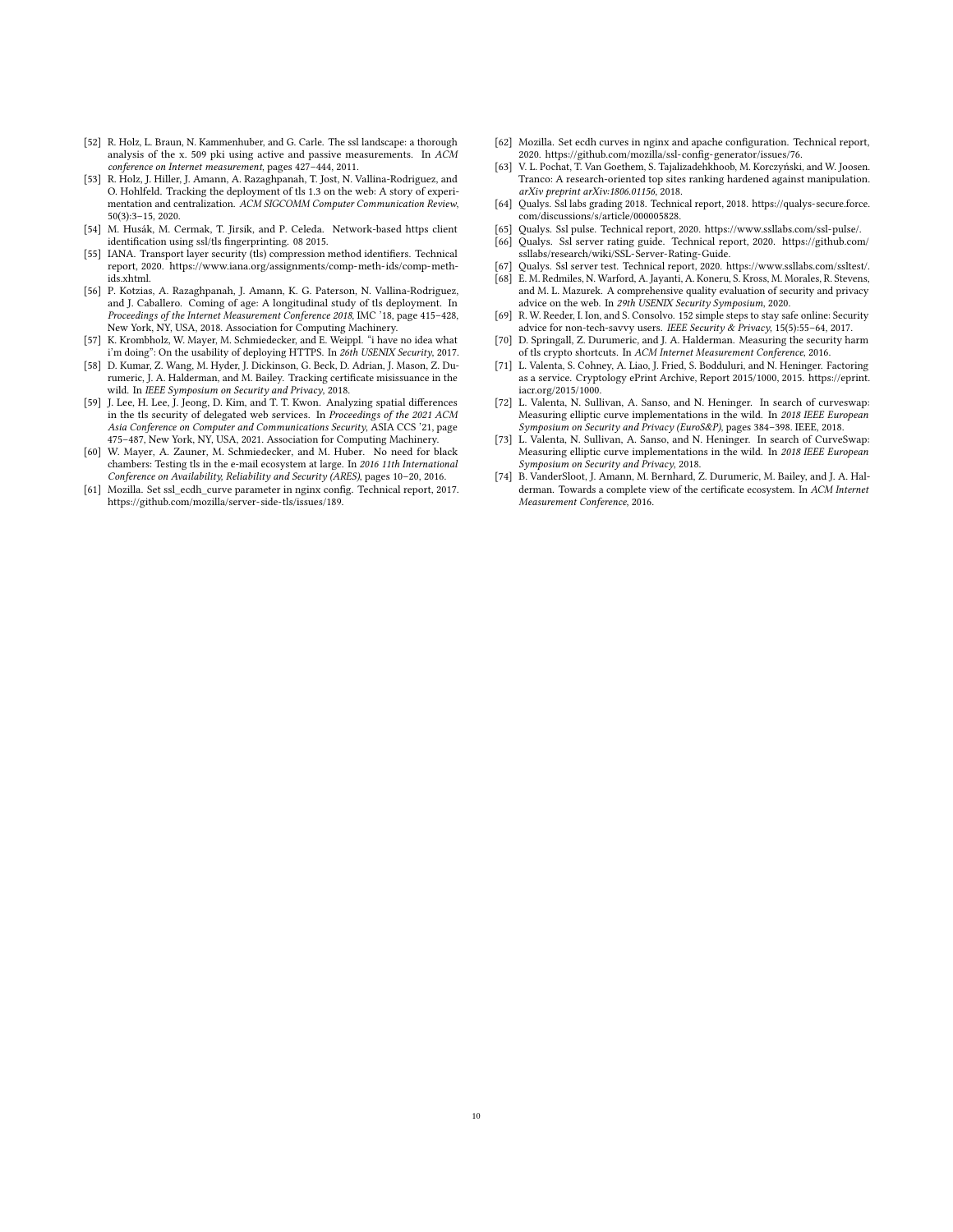[52] R. Holz, L. Braun, N. Kammenhuber, and G. Carle. The ssl landscape: a thorough analysis of the x. 509 pki using active and passive measurements. In *ACM conference on Internet measurement*, pages 427–444, 2011.

[53] R. Holz, J. Hiller, J. Amann, A. Razaghpanah, T. Jost, N. Vallina-Rodriguez, and O. Hohlfeld. Tracking the deployment of tls 1.3 on the web: A story of experimentation and centralization. *ACM SIGCOMM Computer Communication Review*, 50(3):3–15, 2020.

[54] M. Husák, M. Cermak, T. Jirsik, and P. Celeda. Network-based https client identification using ssl/tls fingerprinting. 08 2015.

[55] IANA. Transport layer security (tls) compression method identifiers. Technical report, 2020. https://www.iana.org/assignments/comp-meth-ids/comp-meth-ids.xhtml.

[56] P. Kotzias, A. Razaghpanah, J. Amann, K. G. Paterson, N. Vallina-Rodriguez, and J. Caballero. Coming of age: A longitudinal study of tls deployment. In *Proceedings of the Internet Measurement Conference 2018*, IMC '18, page 415–428, New York, NY, USA, 2018. Association for Computing Machinery.

[57] K. Krombholz, W. Mayer, M. Schmiedecker, and E. Weippl. "i have no idea what i'm doing": On the usability of deploying HTTPS. In *26th USENIX Security*, 2017.

[58] D. Kumar, Z. Wang, M. Hyder, J. Dickinson, G. Beck, D. Adrian, J. Mason, Z. Durumeric, J. A. Halderman, and M. Bailey. Tracking certificate misissuance in the wild. In *IEEE Symposium on Security and Privacy*, 2018.

[59] J. Lee, H. Lee, J. Jeong, D. Kim, and T. T. Kwon. Analyzing spatial differences in the tls security of delegated web services. In *Proceedings of the 2021 ACM Asia Conference on Computer and Communications Security*, ASIA CCS '21, page 475–487, New York, NY, USA, 2021. Association for Computing Machinery.

[60] W. Mayer, A. Zauner, M. Schmiedecker, and M. Huber. No need for black chambers: Testing tls in the e-mail ecosystem at large. In *2016 11th International Conference on Availability, Reliability and Security (ARES)*, pages 10–20, 2016.

[61] Mozilla. Set ssl_ecdh_curve parameter in nginx config. Technical report, 2017. https://github.com/mozilla/server-side-tls/issues/189.

[62] Mozilla. Set ecdh curves in nginx and apache configuration. Technical report, 2020. https://github.com/mozilla/ssl-config-generator/issues/76.

[63] V. L. Pochat, T. Van Goethem, S. Tajalizadehkhoob, M. Korczyński, and W. Joosen. Tranco: A research-oriented top sites ranking hardened against manipulation. *arXiv preprint arXiv:1806.01156*, 2018.

[64] Qualys. Ssl labs grading 2018. Technical report, 2018. https://qualys-secure.force.com/discussions/s/article/000005828.

[65] Qualys. Ssl pulse. Technical report, 2020. https://www.ssllabs.com/ssl-pulse/.

[66] Qualys. Ssl server rating guide. Technical report, 2020. https://github.com/ssllabs/research/wiki/SSL-Server-Rating-Guide.

[67] Qualys. Ssl server test. Technical report, 2020. https://www.ssllabs.com/ssltest/.

[68] E. M. Redmiles, N. Warford, A. Jayanti, A. Koneru, S. Kross, M. Morales, R. Stevens, and M. L. Mazurek. A comprehensive quality evaluation of security and privacy advice on the web. In *29th USENIX Security Symposium*, 2020.

[69] R. W. Reeder, I. Ion, and S. Consolvo. 152 simple steps to stay safe online: Security advice for non-tech-savvy users. *IEEE Security & Privacy*, 15(5):55–64, 2017.

[70] D. Springall, Z. Durumeric, and J. A. Halderman. Measuring the security harm of tls crypto shortcuts. In *ACM Internet Measurement Conference*, 2016.

[71] L. Valenta, S. Cohney, A. Liao, J. Fried, S. Bodduluri, and N. Heninger. Factoring as a service. Cryptology ePrint Archive, Report 2015/1000, 2015. https://eprint.iacr.org/2015/1000.

[72] L. Valenta, N. Sullivan, A. Sanso, and N. Heninger. In search of curveswap: Measuring elliptic curve implementations in the wild. In *2018 IEEE European Symposium on Security and Privacy (EuroS&P)*, pages 384–398. IEEE, 2018.

[73] L. Valenta, N. Sullivan, A. Sanso, and N. Heninger. In search of CurveSwap: Measuring elliptic curve implementations in the wild. In *2018 IEEE European Symposium on Security and Privacy*, 2018.

[74] B. VanderSloot, J. Amann, M. Bernhard, Z. Durumeric, M. Bailey, and J. A. Halderman. Towards a complete view of the certificate ecosystem. In *ACM Internet Measurement Conference*, 2016.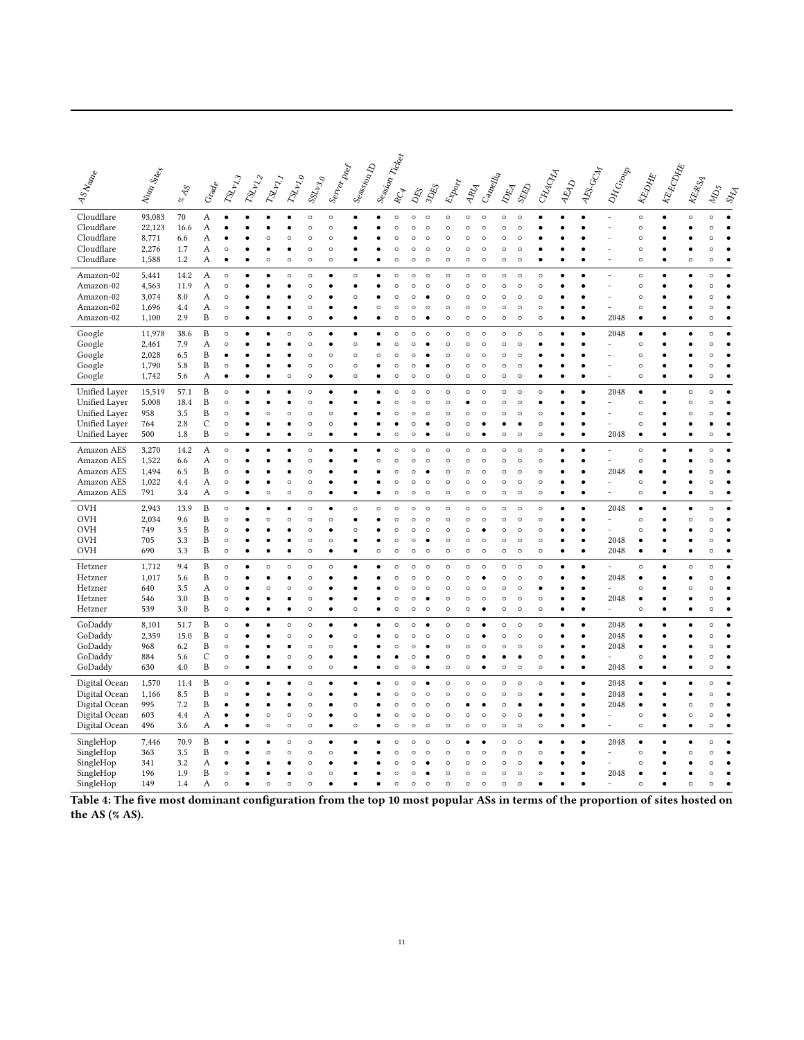| AS Name | Num Sites | % AS | Grade | TSLv1.3 | TSLv1.2 | TSLv1.1 | TSLv1.0 | SSLv3.0 | Server pref | Session ID | Session Ticket | RC4 | DES | 3DES | Export | ARIA | Camellia | IDEA | SEED | CHACHA | AEAD | AES-GCM | DH Group | KE:DHE | KE:ECDHE | KE:RSA | MD5 | SHA |
|---|---|---|---|---|---|---|---|---|---|---|---|---|---|---|---|---|---|---|---|---|---|---|---|---|---|---|---|---|
| Cloudflare | 93,083 | 70 | A | ● | ● | ● | ● | ○ | ○ | ● | ● | ○ | ○ | ○ | ○ | ○ | ○ | ○ | ○ | ● | ● | ● | - | ○ | ● | ○ | ○ | ● |
| Cloudflare | 22,123 | 16.6 | A | ● | ● | ● | ● | ○ | ○ | ● | ● | ○ | ○ | ○ | ○ | ○ | ○ | ○ | ○ | ● | ● | ● | - | ○ | ● | ● | ○ | ● |
| Cloudflare | 8,771 | 6.6 | A | ● | ● | ○ | ○ | ○ | ○ | ● | ● | ○ | ○ | ○ | ○ | ○ | ○ | ○ | ○ | ● | ● | ● | - | ○ | ● | ● | ○ | ● |
| Cloudflare | 2,276 | 1.7 | A | ○ | ● | ● | ● | ○ | ○ | ● | ● | ○ | ○ | ○ | ○ | ○ | ○ | ○ | ○ | ● | ● | ● | - | ○ | ● | ● | ○ | ● |
| Cloudflare | 1,588 | 1.2 | A | ● | ● | ○ | ○ | ○ | ○ | ● | ● | ○ | ○ | ○ | ○ | ○ | ○ | ○ | ○ | ● | ● | ● | - | ○ | ● | ○ | ○ | ● |
| Amazon-02 | 5,441 | 14.2 | A | ○ | ● | ● | ○ | ○ | ● | ○ | ● | ○ | ○ | ○ | ○ | ○ | ○ | ○ | ○ | ○ | ● | ● | - | ○ | ● | ● | ○ | ● |
| Amazon-02 | 4,563 | 11.9 | A | ○ | ● | ● | ● | ○ | ● | ● | ● | ○ | ○ | ○ | ○ | ○ | ○ | ○ | ○ | ○ | ● | ● | - | ○ | ● | ● | ○ | ● |
| Amazon-02 | 3,074 | 8.0 | A | ○ | ● | ● | ● | ○ | ● | ○ | ● | ○ | ○ | ● | ○ | ○ | ○ | ○ | ○ | ○ | ● | ● | - | ○ | ● | ● | ○ | ● |
| Amazon-02 | 1,696 | 4.4 | A | ○ | ● | ● | ● | ○ | ● | ● | ○ | ○ | ○ | ○ | ○ | ○ | ○ | ○ | ○ | ○ | ● | ● | - | ○ | ● | ● | ○ | ● |
| Amazon-02 | 1,100 | 2.9 | B | ○ | ● | ● | ● | ○ | ● | ● | ● | ○ | ○ | ● | ○ | ○ | ○ | ○ | ○ | ○ | ● | ● | 2048 | ● | ● | ● | ○ | ● |
| Google | 11,978 | 38.6 | B | ○ | ● | ● | ○ | ○ | ● | ● | ● | ○ | ○ | ○ | ○ | ○ | ○ | ○ | ○ | ○ | ● | ● | 2048 | ● | ● | ● | ○ | ● |
| Google | 2,461 | 7.9 | A | ○ | ● | ● | ● | ○ | ● | ○ | ● | ○ | ○ | ● | ○ | ○ | ○ | ○ | ○ | ● | ● | ● | - | ○ | ● | ● | ○ | ● |
| Google | 2,028 | 6.5 | B | ● | ● | ● | ● | ○ | ○ | ○ | ○ | ○ | ○ | ● | ○ | ○ | ○ | ○ | ○ | ● | ● | ● | - | ○ | ● | ● | ○ | ● |
| Google | 1,790 | 5.8 | B | ○ | ● | ● | ● | ○ | ○ | ○ | ● | ○ | ○ | ● | ○ | ○ | ○ | ○ | ○ | ● | ● | ● | - | ○ | ● | ● | ○ | ● |
| Google | 1,742 | 5.6 | A | ● | ● | ● | ○ | ○ | ● | ○ | ● | ○ | ○ | ○ | ○ | ○ | ○ | ○ | ○ | ● | ● | ● | - | ○ | ● | ● | ○ | ● |
| Unified Layer | 15,519 | 57.1 | B | ○ | ● | ● | ● | ○ | ● | ● | ● | ○ | ○ | ○ | ○ | ○ | ○ | ○ | ○ | ○ | ● | ● | 2048 | ● | ● | ● | ○ | ● |
| Unified Layer | 5,008 | 18.4 | B | ○ | ● | ● | ● | ○ | ● | ● | ● | ○ | ○ | ○ | ○ | ● | ○ | ○ | ○ | ● | ● | ● | - | ○ | ● | ○ | ○ | ● |
| Unified Layer | 958 | 3.5 | B | ○ | ● | ○ | ○ | ○ | ○ | ● | ● | ○ | ○ | ○ | ○ | ○ | ○ | ○ | ○ | ○ | ● | ● | - | ○ | ● | ○ | ○ | ● |
| Unified Layer | 764 | 2.8 | C | ○ | ● | ● | ● | ○ | ○ | ● | ● | ● | ○ | ● | ○ | ○ | ● | ● | ● | ○ | ● | ● | - | ○ | ● | ● | ● | ● |
| Unified Layer | 500 | 1.8 | B | ○ | ● | ● | ● | ○ | ● | ● | ● | ○ | ○ | ● | ○ | ○ | ● | ○ | ○ | ○ | ● | ● | 2048 | ● | ● | ● | ○ | ● |
| Amazon AES | 3,270 | 14.2 | A | ○ | ● | ● | ● | ○ | ● | ● | ● | ○ | ○ | ○ | ○ | ○ | ○ | ○ | ○ | ○ | ● | ● | - | ○ | ● | ● | ○ | ● |
| Amazon AES | 1,522 | 6.6 | A | ○ | ● | ● | ● | ○ | ● | ● | ○ | ○ | ○ | ○ | ○ | ○ | ○ | ○ | ○ | ○ | ● | ● | - | ○ | ● | ● | ○ | ● |
| Amazon AES | 1,494 | 6.5 | B | ○ | ● | ● | ● | ○ | ● | ● | ● | ○ | ○ | ● | ○ | ○ | ○ | ○ | ○ | ○ | ● | ● | 2048 | ● | ● | ● | ○ | ● |
| Amazon AES | 1,022 | 4.4 | A | ○ | ● | ● | ○ | ○ | ● | ● | ● | ○ | ○ | ○ | ○ | ○ | ○ | ○ | ○ | ○ | ● | ● | - | ○ | ● | ● | ○ | ● |
| Amazon AES | 791 | 3.4 | A | ○ | ● | ○ | ○ | ○ | ● | ● | ● | ○ | ○ | ○ | ○ | ○ | ○ | ○ | ○ | ○ | ● | ● | - | ○ | ● | ● | ○ | ● |
| OVH | 2,943 | 13.9 | B | ○ | ● | ● | ● | ○ | ● | ○ | ○ | ○ | ○ | ○ | ○ | ○ | ○ | ○ | ○ | ○ | ● | ● | 2048 | ● | ● | ● | ○ | ● |
| OVH | 2,034 | 9.6 | B | ○ | ● | ○ | ○ | ○ | ○ | ● | ● | ○ | ○ | ○ | ○ | ○ | ○ | ○ | ○ | ○ | ● | ● | - | ○ | ● | ○ | ○ | ● |
| OVH | 749 | 3.5 | B | ○ | ● | ● | ● | ○ | ● | ○ | ● | ○ | ○ | ○ | ○ | ○ | ● | ○ | ○ | ○ | ● | ● | - | ○ | ● | ● | ○ | ● |
| OVH | 705 | 3.3 | B | ○ | ● | ● | ● | ○ | ○ | ● | ● | ○ | ○ | ● | ○ | ○ | ○ | ○ | ○ | ○ | ● | ● | 2048 | ● | ● | ● | ○ | ● |
| OVH | 690 | 3.3 | B | ○ | ● | ● | ● | ○ | ● | ● | ○ | ○ | ○ | ○ | ○ | ○ | ○ | ○ | ○ | ○ | ● | ● | 2048 | ● | ● | ● | ○ | ● |
| Hetzner | 1,712 | 9.4 | B | ○ | ● | ○ | ○ | ○ | ○ | ● | ● | ○ | ○ | ○ | ○ | ○ | ○ | ○ | ○ | ○ | ● | ● | - | ○ | ● | ○ | ○ | ● |
| Hetzner | 1,017 | 5.6 | B | ○ | ● | ● | ● | ○ | ● | ● | ● | ○ | ○ | ○ | ○ | ○ | ● | ○ | ○ | ○ | ● | ● | 2048 | ● | ● | ● | ○ | ● |
| Hetzner | 640 | 3.5 | A | ○ | ● | ○ | ○ | ○ | ● | ● | ● | ○ | ○ | ○ | ○ | ○ | ○ | ○ | ○ | ● | ● | ● | - | ○ | ● | ○ | ○ | ● |
| Hetzner | 546 | 3.0 | B | ○ | ● | ● | ● | ○ | ● | ● | ● | ○ | ○ | ● | ○ | ○ | ○ | ○ | ○ | ○ | ● | ● | 2048 | ● | ● | ● | ○ | ● |
| Hetzner | 539 | 3.0 | B | ○ | ● | ● | ● | ○ | ● | ○ | ● | ○ | ○ | ○ | ○ | ○ | ● | ○ | ○ | ○ | ● | ● | - | ○ | ● | ● | ○ | ● |
| GoDaddy | 8,101 | 51.7 | B | ○ | ● | ● | ○ | ○ | ● | ● | ● | ○ | ○ | ● | ○ | ○ | ● | ○ | ○ | ○ | ● | ● | 2048 | ● | ● | ● | ○ | ● |
| GoDaddy | 2,359 | 15.0 | B | ○ | ● | ● | ○ | ○ | ● | ○ | ● | ○ | ○ | ○ | ○ | ○ | ● | ○ | ○ | ○ | ● | ● | 2048 | ● | ● | ● | ○ | ● |
| GoDaddy | 968 | 6.2 | B | ○ | ● | ● | ● | ○ | ○ | ● | ● | ○ | ○ | ● | ○ | ○ | ○ | ○ | ○ | ○ | ● | ● | 2048 | ● | ● | ● | ○ | ● |
| GoDaddy | 884 | 5.6 | C | ○ | ● | ● | ○ | ○ | ● | ● | ● | ● | ○ | ● | ○ | ○ | ● | ● | ● | ○ | ● | ● | - | ○ | ● | ● | ○ | ● |
| GoDaddy | 630 | 4.0 | B | ○ | ● | ● | ● | ○ | ○ | ● | ● | ○ | ○ | ● | ○ | ○ | ● | ○ | ○ | ○ | ● | ● | 2048 | ● | ● | ● | ○ | ● |
| Digital Ocean | 1,570 | 11.4 | B | ○ | ● | ● | ● | ○ | ● | ● | ● | ○ | ○ | ● | ○ | ○ | ○ | ○ | ○ | ○ | ● | ● | 2048 | ● | ● | ● | ○ | ● |
| Digital Ocean | 1,166 | 8.5 | B | ○ | ● | ● | ● | ○ | ● | ● | ● | ○ | ○ | ○ | ○ | ○ | ○ | ○ | ○ | ● | ● | ● | 2048 | ● | ● | ● | ○ | ● |
| Digital Ocean | 995 | 7.2 | B | ● | ● | ● | ● | ○ | ● | ○ | ● | ○ | ○ | ○ | ○ | ● | ● | ○ | ● | ● | ● | ● | 2048 | ● | ● | ○ | ○ | ● |
| Digital Ocean | 603 | 4.4 | A | ● | ● | ○ | ○ | ○ | ● | ○ | ● | ○ | ○ | ○ | ○ | ○ | ○ | ○ | ○ | ● | ● | ● | - | ○ | ● | ○ | ○ | ● |
| Digital Ocean | 496 | 3.6 | A | ● | ● | ○ | ○ | ○ | ● | ○ | ● | ○ | ○ | ○ | ○ | ○ | ○ | ○ | ○ | ○ | ● | ● | - | ○ | ● | ● | ○ | ● |
| SingleHop | 7,446 | 70.9 | B | ● | ● | ● | ○ | ○ | ● | ● | ● | ○ | ○ | ○ | ○ | ● | ● | ○ | ○ | ● | ● | ● | 2048 | ● | ● | ● | ○ | ● |
| SingleHop | 363 | 3.5 | B | ○ | ● | ○ | ○ | ○ | ○ | ● | ● | ○ | ○ | ○ | ○ | ○ | ○ | ○ | ○ | ○ | ● | ● | - | ○ | ● | ○ | ○ | ● |
| SingleHop | 341 | 3.2 | A | ● | ● | ● | ● | ○ | ● | ● | ● | ○ | ○ | ● | ○ | ○ | ○ | ○ | ○ | ● | ● | ● | - | ○ | ● | ● | ○ | ● |
| SingleHop | 196 | 1.9 | B | ○ | ● | ● | ● | ○ | ○ | ● | ● | ○ | ○ | ● | ○ | ○ | ○ | ○ | ○ | ○ | ● | ● | 2048 | ● | ● | ● | ○ | ● |
| SingleHop | 149 | 1.4 | A | ○ | ● | ○ | ○ | ○ | ● | ● | ● | ○ | ○ | ○ | ○ | ○ | ○ | ○ | ○ | ● | ● | ● | - | ○ | ● | ○ | ○ | ● |

**Table 4: The five most dominant configuration from the top 10 most popular ASs in terms of the proportion of sites hosted on the AS (% AS).**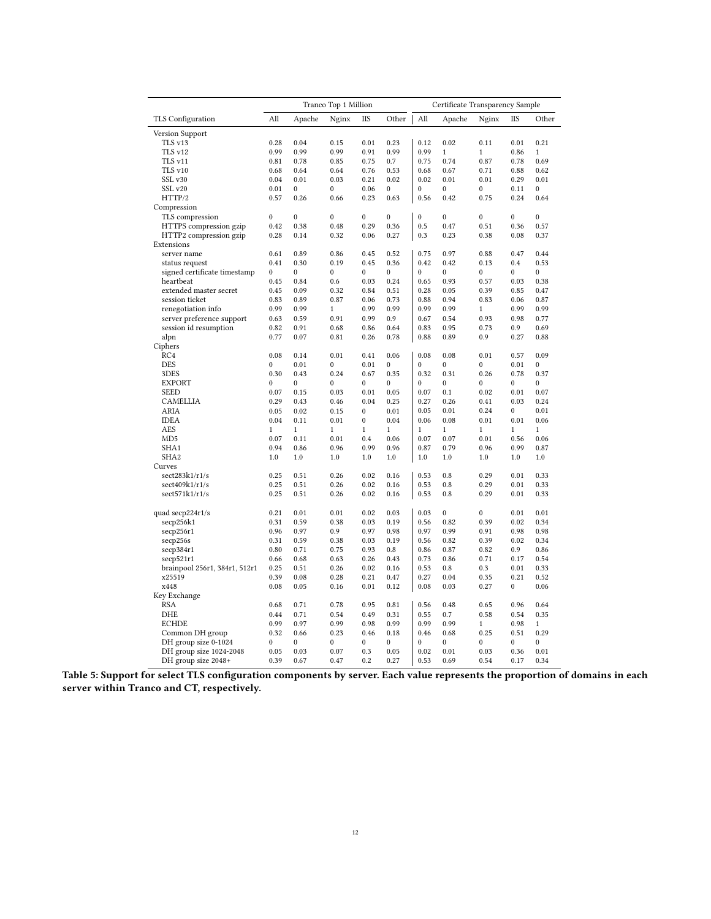| | Tranco Top 1 Million | | | | | Certificate Transparency Sample | | | | |
|---|---|---|---|---|---|---|---|---|---|---|
| TLS Configuration | All | Apache | Nginx | IIS | Other | All | Apache | Nginx | IIS | Other |
| Version Support | | | | | | | | | | |
| TLS v13 | 0.28 | 0.04 | 0.15 | 0.01 | 0.23 | 0.12 | 0.02 | 0.11 | 0.01 | 0.21 |
| TLS v12 | 0.99 | 0.99 | 0.99 | 0.91 | 0.99 | 0.99 | 1 | 1 | 0.86 | 1 |
| TLS v11 | 0.81 | 0.78 | 0.85 | 0.75 | 0.7 | 0.75 | 0.74 | 0.87 | 0.78 | 0.69 |
| TLS v10 | 0.68 | 0.64 | 0.64 | 0.76 | 0.53 | 0.68 | 0.67 | 0.71 | 0.88 | 0.62 |
| SSL v30 | 0.04 | 0.01 | 0.03 | 0.21 | 0.02 | 0.02 | 0.01 | 0.01 | 0.29 | 0.01 |
| SSL v20 | 0.01 | 0 | 0 | 0.06 | 0 | 0 | 0 | 0 | 0.11 | 0 |
| HTTP/2 | 0.57 | 0.26 | 0.66 | 0.23 | 0.63 | 0.56 | 0.42 | 0.75 | 0.24 | 0.64 |
| Compression | | | | | | | | | | |
| TLS compression | 0 | 0 | 0 | 0 | 0 | 0 | 0 | 0 | 0 | 0 |
| HTTPS compression gzip | 0.42 | 0.38 | 0.48 | 0.29 | 0.36 | 0.5 | 0.47 | 0.51 | 0.36 | 0.57 |
| HTTP2 compression gzip | 0.28 | 0.14 | 0.32 | 0.06 | 0.27 | 0.3 | 0.23 | 0.38 | 0.08 | 0.37 |
| Extensions | | | | | | | | | | |
| server name | 0.61 | 0.89 | 0.86 | 0.45 | 0.52 | 0.75 | 0.97 | 0.88 | 0.47 | 0.44 |
| status request | 0.41 | 0.30 | 0.19 | 0.45 | 0.36 | 0.42 | 0.42 | 0.13 | 0.4 | 0.53 |
| signed certificate timestamp | 0 | 0 | 0 | 0 | 0 | 0 | 0 | 0 | 0 | 0 |
| heartbeat | 0.45 | 0.84 | 0.6 | 0.03 | 0.24 | 0.65 | 0.93 | 0.57 | 0.03 | 0.38 |
| extended master secret | 0.45 | 0.09 | 0.32 | 0.84 | 0.51 | 0.28 | 0.05 | 0.39 | 0.85 | 0.47 |
| session ticket | 0.83 | 0.89 | 0.87 | 0.06 | 0.73 | 0.88 | 0.94 | 0.83 | 0.06 | 0.87 |
| renegotiation info | 0.99 | 0.99 | 1 | 0.99 | 0.99 | 0.99 | 0.99 | 1 | 0.99 | 0.99 |
| server preference support | 0.63 | 0.59 | 0.91 | 0.99 | 0.9 | 0.67 | 0.54 | 0.93 | 0.98 | 0.77 |
| session id resumption | 0.82 | 0.91 | 0.68 | 0.86 | 0.64 | 0.83 | 0.95 | 0.73 | 0.9 | 0.69 |
| alpn | 0.77 | 0.07 | 0.81 | 0.26 | 0.78 | 0.88 | 0.89 | 0.9 | 0.27 | 0.88 |
| Ciphers | | | | | | | | | | |
| RC4 | 0.08 | 0.14 | 0.01 | 0.41 | 0.06 | 0.08 | 0.08 | 0.01 | 0.57 | 0.09 |
| DES | 0 | 0.01 | 0 | 0.01 | 0 | 0 | 0 | 0 | 0.01 | 0 |
| 3DES | 0.30 | 0.43 | 0.24 | 0.67 | 0.35 | 0.32 | 0.31 | 0.26 | 0.78 | 0.37 |
| EXPORT | 0 | 0 | 0 | 0 | 0 | 0 | 0 | 0 | 0 | 0 |
| SEED | 0.07 | 0.15 | 0.03 | 0.01 | 0.05 | 0.07 | 0.1 | 0.02 | 0.01 | 0.07 |
| CAMELLIA | 0.29 | 0.43 | 0.46 | 0.04 | 0.25 | 0.27 | 0.26 | 0.41 | 0.03 | 0.24 |
| ARIA | 0.05 | 0.02 | 0.15 | 0 | 0.01 | 0.05 | 0.01 | 0.24 | 0 | 0.01 |
| IDEA | 0.04 | 0.11 | 0.01 | 0 | 0.04 | 0.06 | 0.08 | 0.01 | 0.01 | 0.06 |
| AES | 1 | 1 | 1 | 1 | 1 | 1 | 1 | 1 | 1 | 1 |
| MD5 | 0.07 | 0.11 | 0.01 | 0.4 | 0.06 | 0.07 | 0.07 | 0.01 | 0.56 | 0.06 |
| SHA1 | 0.94 | 0.86 | 0.96 | 0.99 | 0.96 | 0.87 | 0.79 | 0.96 | 0.99 | 0.87 |
| SHA2 | 1.0 | 1.0 | 1.0 | 1.0 | 1.0 | 1.0 | 1.0 | 1.0 | 1.0 | 1.0 |
| Curves | | | | | | | | | | |
| sect283k1/r1/s | 0.25 | 0.51 | 0.26 | 0.02 | 0.16 | 0.53 | 0.8 | 0.29 | 0.01 | 0.33 |
| sect409k1/r1/s | 0.25 | 0.51 | 0.26 | 0.02 | 0.16 | 0.53 | 0.8 | 0.29 | 0.01 | 0.33 |
| sect571k1/r1/s | 0.25 | 0.51 | 0.26 | 0.02 | 0.16 | 0.53 | 0.8 | 0.29 | 0.01 | 0.33 |
| quad secp224r1/s | 0.21 | 0.01 | 0.01 | 0.02 | 0.03 | 0.03 | 0 | 0 | 0.01 | 0.01 |
| secp256k1 | 0.31 | 0.59 | 0.38 | 0.03 | 0.19 | 0.56 | 0.82 | 0.39 | 0.02 | 0.34 |
| secp256r1 | 0.96 | 0.97 | 0.9 | 0.97 | 0.98 | 0.97 | 0.99 | 0.91 | 0.98 | 0.98 |
| secp256s | 0.31 | 0.59 | 0.38 | 0.03 | 0.19 | 0.56 | 0.82 | 0.39 | 0.02 | 0.34 |
| secp384r1 | 0.80 | 0.71 | 0.75 | 0.93 | 0.8 | 0.86 | 0.87 | 0.82 | 0.9 | 0.86 |
| secp521r1 | 0.66 | 0.68 | 0.63 | 0.26 | 0.43 | 0.73 | 0.86 | 0.71 | 0.17 | 0.54 |
| brainpool 256r1, 384r1, 512r1 | 0.25 | 0.51 | 0.26 | 0.02 | 0.16 | 0.53 | 0.8 | 0.3 | 0.01 | 0.33 |
| x25519 | 0.39 | 0.08 | 0.28 | 0.21 | 0.47 | 0.27 | 0.04 | 0.35 | 0.21 | 0.52 |
| x448 | 0.08 | 0.05 | 0.16 | 0.01 | 0.12 | 0.08 | 0.03 | 0.27 | 0 | 0.06 |
| Key Exchange | | | | | | | | | | |
| RSA | 0.68 | 0.71 | 0.78 | 0.95 | 0.81 | 0.56 | 0.48 | 0.65 | 0.96 | 0.64 |
| DHE | 0.44 | 0.71 | 0.54 | 0.49 | 0.31 | 0.55 | 0.7 | 0.58 | 0.54 | 0.35 |
| ECHDE | 0.99 | 0.97 | 0.99 | 0.98 | 0.99 | 0.99 | 0.99 | 1 | 0.98 | 1 |
| Common DH group | 0.32 | 0.66 | 0.23 | 0.46 | 0.18 | 0.46 | 0.68 | 0.25 | 0.51 | 0.29 |
| DH group size 0-1024 | 0 | 0 | 0 | 0 | 0 | 0 | 0 | 0 | 0 | 0 |
| DH group size 1024-2048 | 0.05 | 0.03 | 0.07 | 0.3 | 0.05 | 0.02 | 0.01 | 0.03 | 0.36 | 0.01 |
| DH group size 2048+ | 0.39 | 0.67 | 0.47 | 0.2 | 0.27 | 0.53 | 0.69 | 0.54 | 0.17 | 0.34 |

**Table 5: Support for select TLS configuration components by server. Each value represents the proportion of domains in each server within Tranco and CT, respectively.**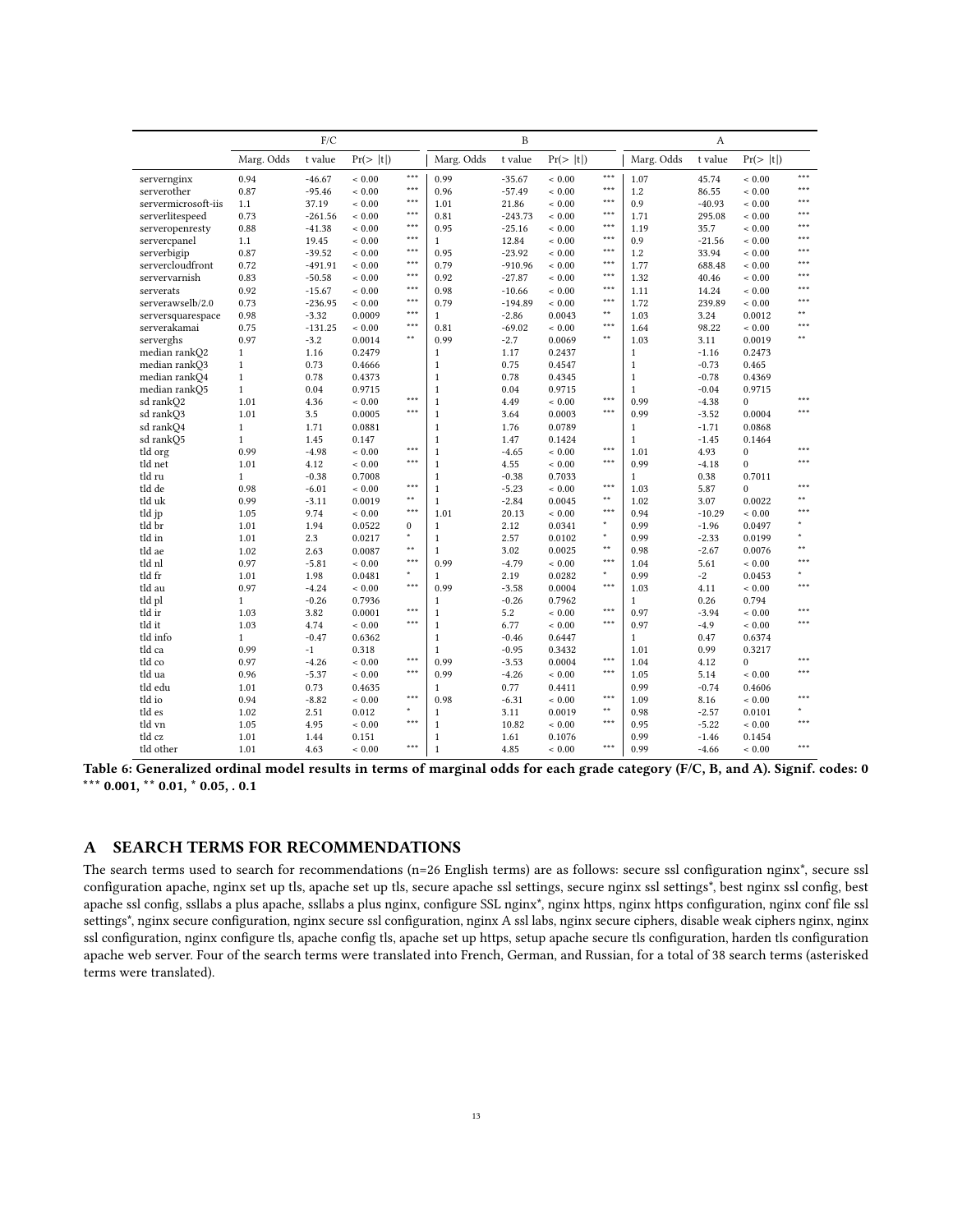| | F/C | | | | B | | | | A | | | |
|---|---|---|---|---|---|---|---|---|---|---|---|---|
| | Marg. Odds | t value | Pr(> \|t\|) | | Marg. Odds | t value | Pr(> \|t\|) | | Marg. Odds | t value | Pr(> \|t\|) | |
| servernginx | 0.94 | -46.67 | < 0.00 | *** | 0.99 | -35.67 | < 0.00 | *** | 1.07 | 45.74 | < 0.00 | *** |
| serverother | 0.87 | -95.46 | < 0.00 | *** | 0.96 | -57.49 | < 0.00 | *** | 1.2 | 86.55 | < 0.00 | *** |
| servermicrosoft-iis | 1.1 | 37.19 | < 0.00 | *** | 1.01 | 21.86 | < 0.00 | *** | 0.9 | -40.93 | < 0.00 | *** |
| serverlitespeed | 0.73 | -261.56 | < 0.00 | *** | 0.81 | -243.73 | < 0.00 | *** | 1.71 | 295.08 | < 0.00 | *** |
| serveropenresty | 0.88 | -41.38 | < 0.00 | *** | 0.95 | -25.16 | < 0.00 | *** | 1.19 | 35.7 | < 0.00 | *** |
| servercpanel | 1.1 | 19.45 | < 0.00 | *** | 1 | 12.84 | < 0.00 | *** | 0.9 | -21.56 | < 0.00 | *** |
| serverbigip | 0.87 | -39.52 | < 0.00 | *** | 0.95 | -23.92 | < 0.00 | *** | 1.2 | 33.94 | < 0.00 | *** |
| servercloudfront | 0.72 | -491.91 | < 0.00 | *** | 0.79 | -910.96 | < 0.00 | *** | 1.77 | 688.48 | < 0.00 | *** |
| servervarnish | 0.83 | -50.58 | < 0.00 | *** | 0.92 | -27.87 | < 0.00 | *** | 1.32 | 40.46 | < 0.00 | *** |
| serverats | 0.92 | -15.67 | < 0.00 | *** | 0.98 | -10.66 | < 0.00 | *** | 1.11 | 14.24 | < 0.00 | *** |
| serverawselb/2.0 | 0.73 | -236.95 | < 0.00 | *** | 0.79 | -194.89 | < 0.00 | *** | 1.72 | 239.89 | < 0.00 | *** |
| serversquarespace | 0.98 | -3.32 | 0.0009 | *** | 1 | -2.86 | 0.0043 | ** | 1.03 | 3.24 | 0.0012 | ** |
| serverakamai | 0.75 | -131.25 | < 0.00 | *** | 0.81 | -69.02 | < 0.00 | *** | 1.64 | 98.22 | < 0.00 | *** |
| serverghs | 0.97 | -3.2 | 0.0014 | ** | 0.99 | -2.7 | 0.0069 | ** | 1.03 | 3.11 | 0.0019 | ** |
| median rankQ2 | 1 | 1.16 | 0.2479 | | 1 | 1.17 | 0.2437 | | 1 | -1.16 | 0.2473 | |
| median rankQ3 | 1 | 0.73 | 0.4666 | | 1 | 0.75 | 0.4547 | | 1 | -0.73 | 0.465 | |
| median rankQ4 | 1 | 0.78 | 0.4373 | | 1 | 0.78 | 0.4345 | | 1 | -0.78 | 0.4369 | |
| median rankQ5 | 1 | 0.04 | 0.9715 | | 1 | 0.04 | 0.9715 | | 1 | -0.04 | 0.9715 | |
| sd rankQ2 | 1.01 | 4.36 | < 0.00 | *** | 1 | 4.49 | < 0.00 | *** | 0.99 | -4.38 | 0 | *** |
| sd rankQ3 | 1.01 | 3.5 | 0.0005 | *** | 1 | 3.64 | 0.0003 | *** | 0.99 | -3.52 | 0.0004 | *** |
| sd rankQ4 | 1 | 1.71 | 0.0881 | | 1 | 1.76 | 0.0789 | | 1 | -1.71 | 0.0868 | |
| sd rankQ5 | 1 | 1.45 | 0.147 | | 1 | 1.47 | 0.1424 | | 1 | -1.45 | 0.1464 | |
| tld org | 0.99 | -4.98 | < 0.00 | *** | 1 | -4.65 | < 0.00 | *** | 1.01 | 4.93 | 0 | *** |
| tld net | 1.01 | 4.12 | < 0.00 | *** | 1 | 4.55 | < 0.00 | *** | 0.99 | -4.18 | 0 | *** |
| tld ru | 1 | -0.38 | 0.7008 | | 1 | -0.38 | 0.7033 | | 1 | 0.38 | 0.7011 | |
| tld de | 0.98 | -6.01 | < 0.00 | *** | 1 | -5.23 | < 0.00 | *** | 1.03 | 5.87 | 0 | *** |
| tld uk | 0.99 | -3.11 | 0.0019 | ** | 1 | -2.84 | 0.0045 | ** | 1.02 | 3.07 | 0.0022 | ** |
| tld jp | 1.05 | 9.74 | < 0.00 | *** | 1.01 | 20.13 | < 0.00 | *** | 0.94 | -10.29 | < 0.00 | *** |
| tld br | 1.01 | 1.94 | 0.0522 | 0 | 1 | 2.12 | 0.0341 | * | 0.99 | -1.96 | 0.0497 | * |
| tld in | 1.01 | 2.3 | 0.0217 | * | 1 | 2.57 | 0.0102 | * | 0.99 | -2.33 | 0.0199 | * |
| tld ae | 1.02 | 2.63 | 0.0087 | ** | 1 | 3.02 | 0.0025 | ** | 0.98 | -2.67 | 0.0076 | ** |
| tld nl | 0.97 | -5.81 | < 0.00 | *** | 0.99 | -4.79 | < 0.00 | *** | 1.04 | 5.61 | < 0.00 | *** |
| tld fr | 1.01 | 1.98 | 0.0481 | * | 1 | 2.19 | 0.0282 | * | 0.99 | -2 | 0.0453 | * |
| tld au | 0.97 | -4.24 | < 0.00 | *** | 0.99 | -3.58 | 0.0004 | *** | 1.03 | 4.11 | < 0.00 | *** |
| tld pl | 1 | -0.26 | 0.7936 | | 1 | -0.26 | 0.7962 | | 1 | 0.26 | 0.794 | |
| tld ir | 1.03 | 3.82 | 0.0001 | *** | 1 | 5.2 | < 0.00 | *** | 0.97 | -3.94 | < 0.00 | *** |
| tld it | 1.03 | 4.74 | < 0.00 | *** | 1 | 6.77 | < 0.00 | *** | 0.97 | -4.9 | < 0.00 | *** |
| tld info | 1 | -0.47 | 0.6362 | | 1 | -0.46 | 0.6447 | | 1 | 0.47 | 0.6374 | |
| tld ca | 0.99 | -1 | 0.318 | | 1 | -0.95 | 0.3432 | | 1.01 | 0.99 | 0.3217 | |
| tld co | 0.97 | -4.26 | < 0.00 | *** | 0.99 | -3.53 | 0.0004 | *** | 1.04 | 4.12 | 0 | *** |
| tld ua | 0.96 | -5.37 | < 0.00 | *** | 0.99 | -4.26 | < 0.00 | *** | 1.05 | 5.14 | < 0.00 | *** |
| tld edu | 1.01 | 0.73 | 0.4635 | | 1 | 0.77 | 0.4411 | | 0.99 | -0.74 | 0.4606 | |
| tld io | 0.94 | -8.82 | < 0.00 | *** | 0.98 | -6.31 | < 0.00 | *** | 1.09 | 8.16 | < 0.00 | *** |
| tld es | 1.02 | 2.51 | 0.012 | * | 1 | 3.11 | 0.0019 | ** | 0.98 | -2.57 | 0.0101 | * |
| tld vn | 1.05 | 4.95 | < 0.00 | *** | 1 | 10.82 | < 0.00 | *** | 0.95 | -5.22 | < 0.00 | *** |
| tld cz | 1.01 | 1.44 | 0.151 | | 1 | 1.61 | 0.1076 | | 0.99 | -1.46 | 0.1454 | |
| tld other | 1.01 | 4.63 | < 0.00 | *** | 1 | 4.85 | < 0.00 | *** | 0.99 | -4.66 | < 0.00 | *** |

**Table 6: Generalized ordinal model results in terms of marginal odds for each grade category (F/C, B, and A). Signif. codes: 0 *** 0.001, ** 0.01, * 0.05, . 0.1**

## A SEARCH TERMS FOR RECOMMENDATIONS

The search terms used to search for recommendations (n=26 English terms) are as follows: secure ssl configuration nginx*, secure ssl configuration apache, nginx set up tls, apache set up tls, secure apache ssl settings, secure nginx ssl settings*, best nginx ssl config, best apache ssl config, ssllabs a plus apache, ssllabs a plus nginx, configure SSL nginx*, nginx https, nginx https configuration, nginx conf file ssl settings*, nginx secure configuration, nginx secure ssl configuration, nginx A ssl labs, nginx secure ciphers, disable weak ciphers nginx, nginx ssl configuration, nginx configure tls, apache config tls, apache set up https, setup apache secure tls configuration, harden tls configuration apache web server. Four of the search terms were translated into French, German, and Russian, for a total of 38 search terms (asterisked terms were translated).